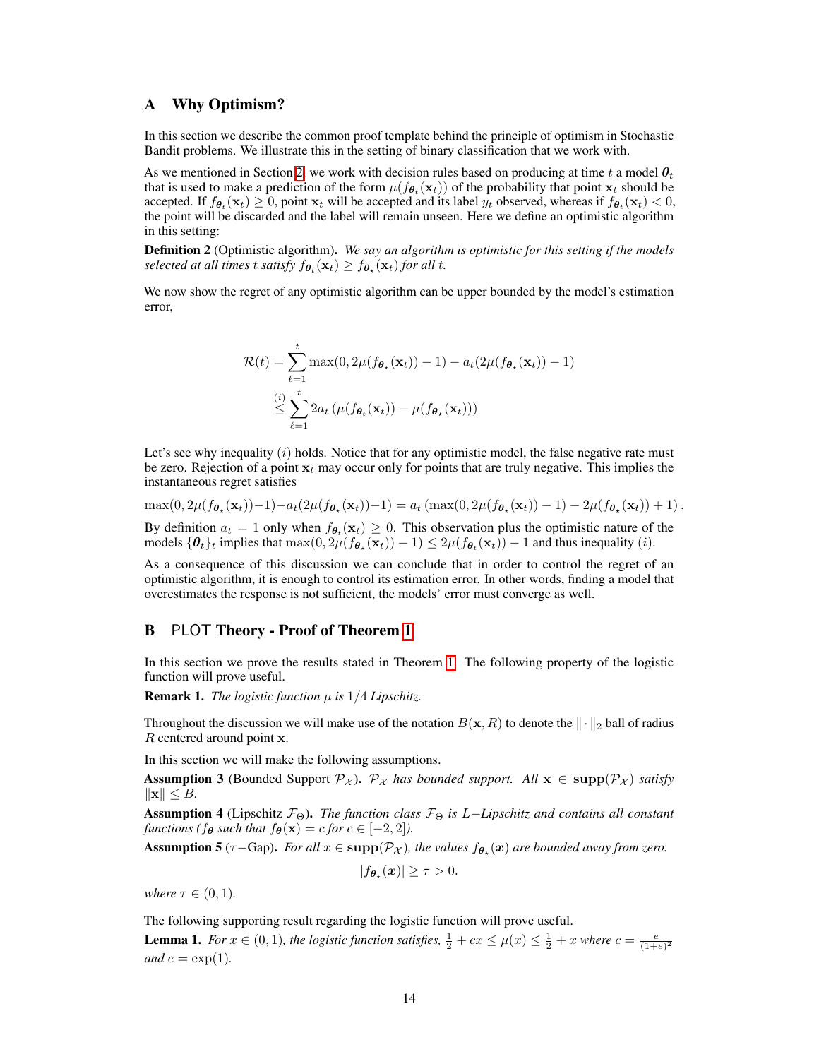## A Why Optimism?

In this section we describe the common proof template behind the principle of optimism in Stochastic Bandit problems. We illustrate this in the setting of binary classification that we work with.

As we mentioned in Section 2, we work with decision rules based on producing at time $t$ a model $\boldsymbol{\theta}_t$ that is used to make a prediction of the form $\mu(f_{\boldsymbol{\theta}_t}(\mathbf{x}_t))$ of the probability that point $\mathbf{x}_t$ should be accepted. If $f_{\boldsymbol{\theta}_t}(\mathbf{x}_t) \geq 0$, point $\mathbf{x}_t$ will be accepted and its label $y_t$ observed, whereas if $f_{\boldsymbol{\theta}_t}(\mathbf{x}_t) < 0$, the point will be discarded and the label will remain unseen. Here we define an optimistic algorithm in this setting:

**Definition 2** (Optimistic algorithm)**.** *We say an algorithm is optimistic for this setting if the models selected at all times $t$ satisfy $f_{\boldsymbol{\theta}_t}(\mathbf{x}_t) \geq f_{\boldsymbol{\theta}_\star}(\mathbf{x}_t)$ for all $t$.*

We now show the regret of any optimistic algorithm can be upper bounded by the model's estimation error,

$$
\begin{aligned}
\mathcal{R}(t) &= \sum_{\ell=1}^{t} \max(0, 2\mu(f_{\boldsymbol{\theta}_\star}(\mathbf{x}_t)) - 1) - a_t(2\mu(f_{\boldsymbol{\theta}_\star}(\mathbf{x}_t)) - 1) \\
&\overset{(i)}{\leq} \sum_{\ell=1}^{t} 2a_t\left(\mu(f_{\boldsymbol{\theta}_t}(\mathbf{x}_t)) - \mu(f_{\boldsymbol{\theta}_\star}(\mathbf{x}_t))\right)
\end{aligned}
$$

Let's see why inequality $(i)$ holds. Notice that for any optimistic model, the false negative rate must be zero. Rejection of a point $\mathbf{x}_t$ may occur only for points that are truly negative. This implies the instantaneous regret satisfies

$$
\max(0, 2\mu(f_{\boldsymbol{\theta}_\star}(\mathbf{x}_t)) - 1) - a_t(2\mu(f_{\boldsymbol{\theta}_\star}(\mathbf{x}_t)) - 1) = a_t\left(\max(0, 2\mu(f_{\boldsymbol{\theta}_\star}(\mathbf{x}_t)) - 1) - 2\mu(f_{\boldsymbol{\theta}_\star}(\mathbf{x}_t)) + 1\right).
$$

By definition $a_t = 1$ only when $f_{\boldsymbol{\theta}_t}(\mathbf{x}_t) \geq 0$. This observation plus the optimistic nature of the models $\{\boldsymbol{\theta}_t\}_t$ implies that $\max(0, 2\mu(f_{\boldsymbol{\theta}_\star}(\mathbf{x}_t)) - 1) \leq 2\mu(f_{\boldsymbol{\theta}_t}(\mathbf{x}_t)) - 1$ and thus inequality $(i)$.

As a consequence of this discussion we can conclude that in order to control the regret of an optimistic algorithm, it is enough to control its estimation error. In other words, finding a model that overestimates the response is not sufficient, the models' error must converge as well.

## B PLOT Theory - Proof of Theorem 1

In this section we prove the results stated in Theorem 1. The following property of the logistic function will prove useful.

**Remark 1.** *The logistic function $\mu$ is $1/4$ Lipschitz.*

Throughout the discussion we will make use of the notation $B(\mathbf{x}, R)$ to denote the $\|\cdot\|_2$ ball of radius $R$ centered around point $\mathbf{x}$.

In this section we will make the following assumptions.

**Assumption 3** (Bounded Support $\mathcal{P}_\mathcal{X}$)**.** *$\mathcal{P}_\mathcal{X}$ has bounded support. All $\mathbf{x} \in \mathbf{supp}(\mathcal{P}_\mathcal{X})$ satisfy $\|\mathbf{x}\| \leq B$.*

**Assumption 4** (Lipschitz $\mathcal{F}_\Theta$)**.** *The function class $\mathcal{F}_\Theta$ is $L-$Lipschitz and contains all constant functions ($f_{\boldsymbol{\theta}}$ such that $f_{\boldsymbol{\theta}}(\mathbf{x}) = c$ for $c \in [-2, 2]$).*

**Assumption 5** ($\tau-$Gap)**.** *For all $x \in \mathbf{supp}(\mathcal{P}_\mathcal{X})$, the values $f_{\boldsymbol{\theta}_\star}(\boldsymbol{x})$ are bounded away from zero.*

$$
|f_{\boldsymbol{\theta}_\star}(\boldsymbol{x})| \geq \tau > 0.
$$

*where $\tau \in (0, 1)$.*

The following supporting result regarding the logistic function will prove useful.

**Lemma 1.** *For $x \in (0, 1)$, the logistic function satisfies, $\frac{1}{2} + cx \leq \mu(x) \leq \frac{1}{2} + x$ where $c = \frac{e}{(1+e)^2}$ and $e = \exp(1)$.*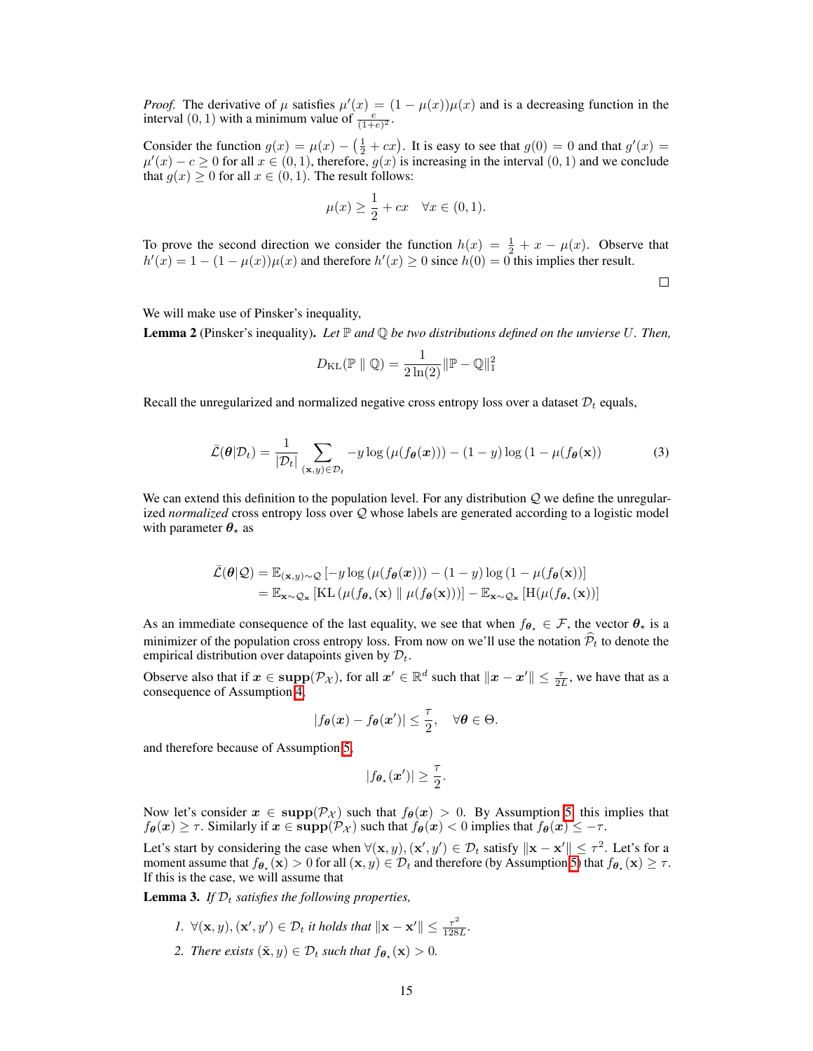*Proof.* The derivative of $\mu$ satisfies $\mu'(x) = (1 - \mu(x))\mu(x)$ and is a decreasing function in the interval $(0, 1)$ with a minimum value of $\frac{e}{(1+e)^2}$.

Consider the function $g(x) = \mu(x) - \left(\frac{1}{2} + cx\right)$. It is easy to see that $g(0) = 0$ and that $g'(x) = \mu'(x) - c \geq 0$ for all $x \in (0, 1)$, therefore, $g(x)$ is increasing in the interval $(0, 1)$ and we conclude that $g(x) \geq 0$ for all $x \in (0, 1)$. The result follows:

$$\mu(x) \geq \frac{1}{2} + cx \quad \forall x \in (0, 1).$$

To prove the second direction we consider the function $h(x) = \frac{1}{2} + x - \mu(x)$. Observe that $h'(x) = 1 - (1 - \mu(x))\mu(x)$ and therefore $h'(x) \geq 0$ since $h(0) = 0$ this implies ther result. $\square$

We will make use of Pinsker's inequality,

**Lemma 2** (Pinsker's inequality). *Let $\mathbb{P}$ and $\mathbb{Q}$ be two distributions defined on the unvierse $U$. Then,*

$$D_{\mathrm{KL}}(\mathbb{P} \parallel \mathbb{Q}) = \frac{1}{2\ln(2)} \|\mathbb{P} - \mathbb{Q}\|_1^2$$

Recall the unregularized and normalized negative cross entropy loss over a dataset $\mathcal{D}_t$ equals,

$$\bar{\mathcal{L}}(\boldsymbol{\theta}|\mathcal{D}_t) = \frac{1}{|\mathcal{D}_t|} \sum_{(\mathbf{x},y)\in\mathcal{D}_t} -y \log\left(\mu(f_{\boldsymbol{\theta}}(\boldsymbol{x}))\right) - (1-y)\log\left(1 - \mu(f_{\boldsymbol{\theta}}(\mathbf{x}))\right) \tag{3}$$

We can extend this definition to the population level. For any distribution $\mathcal{Q}$ we define the unregularized *normalized* cross entropy loss over $\mathcal{Q}$ whose labels are generated according to a logistic model with parameter $\boldsymbol{\theta}_\star$ as

$$\begin{aligned}
\bar{\mathcal{L}}(\boldsymbol{\theta}|\mathcal{Q}) &= \mathbb{E}_{(\mathbf{x},y)\sim\mathcal{Q}}\left[-y\log\left(\mu(f_{\boldsymbol{\theta}}(\boldsymbol{x}))\right) - (1-y)\log\left(1-\mu(f_{\boldsymbol{\theta}}(\mathbf{x}))\right)\right] \\
&= \mathbb{E}_{\mathbf{x}\sim\mathcal{Q}_{\mathbf{x}}}\left[\mathrm{KL}\left(\mu(f_{\boldsymbol{\theta}_\star}(\mathbf{x}) \parallel \mu(f_{\boldsymbol{\theta}}(\mathbf{x}))\right)\right] - \mathbb{E}_{\mathbf{x}\sim\mathcal{Q}_{\mathbf{x}}}\left[\mathrm{H}(\mu(f_{\boldsymbol{\theta}_\star}(\mathbf{x}))\right]
\end{aligned}$$

As an immediate consequence of the last equality, we see that when $f_{\boldsymbol{\theta}_\star} \in \mathcal{F}$, the vector $\boldsymbol{\theta}_\star$ is a minimizer of the population cross entropy loss. From now on we'll use the notation $\widehat{\mathcal{P}}_t$ to denote the empirical distribution over datapoints given by $\mathcal{D}_t$.

Observe also that if $\boldsymbol{x} \in \mathbf{supp}(\mathcal{P}_{\mathcal{X}})$, for all $\boldsymbol{x}' \in \mathbb{R}^d$ such that $\|\boldsymbol{x} - \boldsymbol{x}'\| \leq \frac{\tau}{2L}$, we have that as a consequence of Assumption 4,

$$|f_{\boldsymbol{\theta}}(\boldsymbol{x}) - f_{\boldsymbol{\theta}}(\boldsymbol{x}')| \leq \frac{\tau}{2}, \quad \forall \boldsymbol{\theta} \in \Theta.$$

and therefore because of Assumption 5,

$$|f_{\boldsymbol{\theta}_\star}(\boldsymbol{x}')| \geq \frac{\tau}{2}.$$

Now let's consider $\boldsymbol{x} \in \mathbf{supp}(\mathcal{P}_{\mathcal{X}})$ such that $f_{\boldsymbol{\theta}}(\boldsymbol{x}) > 0$. By Assumption 5 this implies that $f_{\boldsymbol{\theta}}(\boldsymbol{x}) \geq \tau$. Similarly if $\boldsymbol{x} \in \mathbf{supp}(\mathcal{P}_{\mathcal{X}})$ such that $f_{\boldsymbol{\theta}}(\boldsymbol{x}) < 0$ implies that $f_{\boldsymbol{\theta}}(\boldsymbol{x}) \leq -\tau$.

Let's start by considering the case when $\forall (\mathbf{x}, y), (\mathbf{x}', y') \in \mathcal{D}_t$ satisfy $\|\mathbf{x} - \mathbf{x}'\| \leq \tau^2$. Let's for a moment assume that $f_{\boldsymbol{\theta}_\star}(\mathbf{x}) > 0$ for all $(\mathbf{x}, y) \in \mathcal{D}_t$ and therefore (by Assumption 5) that $f_{\boldsymbol{\theta}_\star}(\mathbf{x}) \geq \tau$. If this is the case, we will assume that

**Lemma 3.** *If $\mathcal{D}_t$ satisfies the following properties,*

1. *$\forall (\mathbf{x}, y), (\mathbf{x}', y') \in \mathcal{D}_t$ it holds that $\|\mathbf{x} - \mathbf{x}'\| \leq \frac{\tau^2}{128L}$.*
2. *There exists $(\tilde{\mathbf{x}}, y) \in \mathcal{D}_t$ such that $f_{\boldsymbol{\theta}_\star}(\mathbf{x}) > 0$.*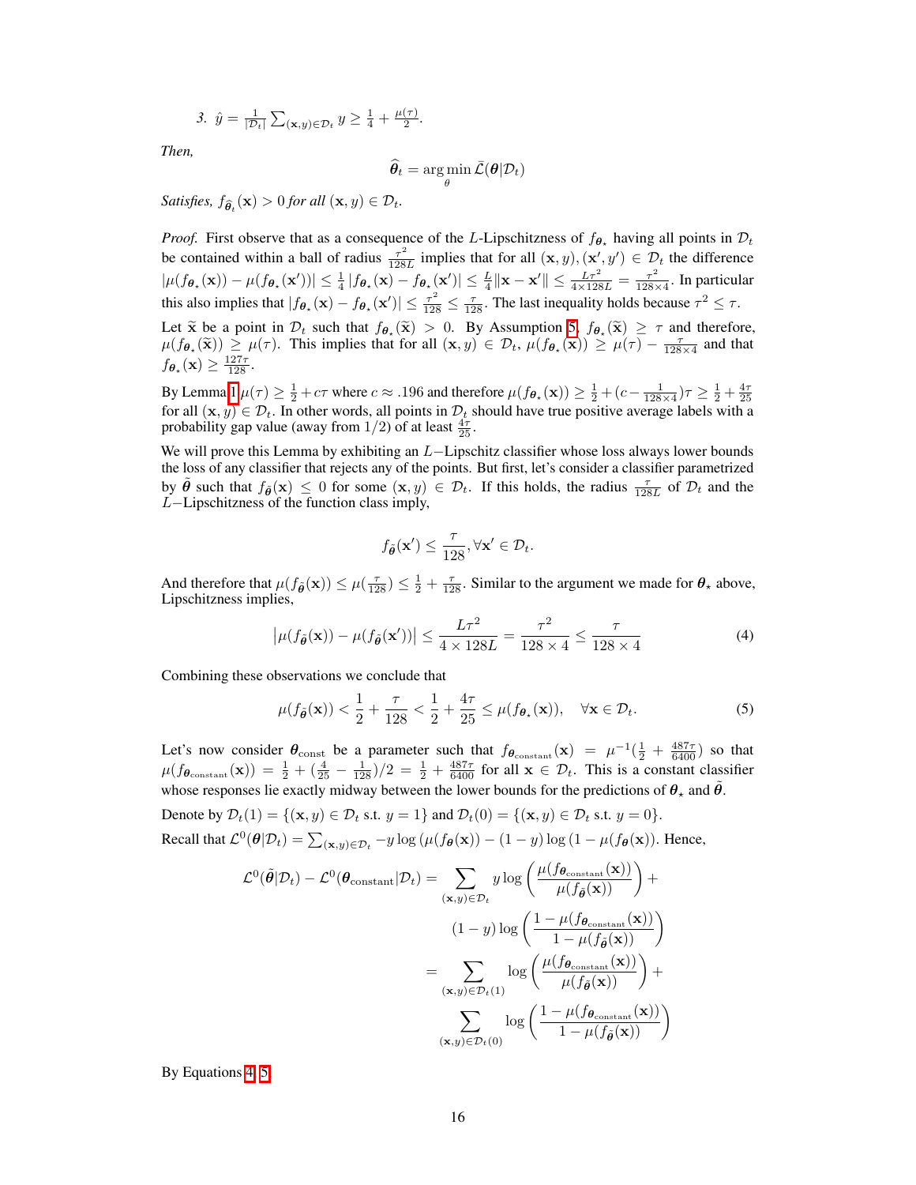3. $\hat{y} = \frac{1}{|\mathcal{D}_t|} \sum_{(\mathbf{x},y) \in \mathcal{D}_t} y \geq \frac{1}{4} + \frac{\mu(\tau)}{2}$.

*Then,*

$$\widehat{\boldsymbol{\theta}}_t = \arg\min_{\theta} \bar{\mathcal{L}}(\boldsymbol{\theta}|\mathcal{D}_t)$$

*Satisfies,* $f_{\widehat{\boldsymbol{\theta}}_t}(\mathbf{x}) > 0$ *for all* $(\mathbf{x}, y) \in \mathcal{D}_t$.

*Proof.* First observe that as a consequence of the $L$-Lipschitzness of $f_{\boldsymbol{\theta}_\star}$ having all points in $\mathcal{D}_t$ be contained within a ball of radius $\frac{\tau^2}{128L}$ implies that for all $(\mathbf{x}, y), (\mathbf{x}', y') \in \mathcal{D}_t$ the difference $|\mu(f_{\boldsymbol{\theta}_\star}(\mathbf{x})) - \mu(f_{\boldsymbol{\theta}_\star}(\mathbf{x}'))| \leq \frac{1}{4} |f_{\boldsymbol{\theta}_\star}(\mathbf{x}) - f_{\boldsymbol{\theta}_\star}(\mathbf{x}')| \leq \frac{L}{4} \|\mathbf{x} - \mathbf{x}'\| \leq \frac{L\tau^2}{4 \times 128L} = \frac{\tau^2}{128 \times 4}$. In particular this also implies that $|f_{\boldsymbol{\theta}_\star}(\mathbf{x}) - f_{\boldsymbol{\theta}_\star}(\mathbf{x}')| \leq \frac{\tau^2}{128} \leq \frac{\tau}{128}$. The last inequality holds because $\tau^2 \leq \tau$.

Let $\widetilde{\mathbf{x}}$ be a point in $\mathcal{D}_t$ such that $f_{\boldsymbol{\theta}_\star}(\widetilde{\mathbf{x}}) > 0$. By Assumption 5, $f_{\boldsymbol{\theta}_\star}(\widetilde{\mathbf{x}}) \geq \tau$ and therefore, $\mu(f_{\boldsymbol{\theta}_\star}(\widetilde{\mathbf{x}})) \geq \mu(\tau)$. This implies that for all $(\mathbf{x}, y) \in \mathcal{D}_t$, $\mu(f_{\boldsymbol{\theta}_\star}(\mathbf{x})) \geq \mu(\tau) - \frac{\tau}{128 \times 4}$ and that $f_{\boldsymbol{\theta}_\star}(\mathbf{x}) \geq \frac{127\tau}{128}$.

By Lemma 1 $\mu(\tau) \geq \frac{1}{2} + c\tau$ where $c \approx .196$ and therefore $\mu(f_{\boldsymbol{\theta}_\star}(\mathbf{x})) \geq \frac{1}{2} + (c - \frac{1}{128 \times 4})\tau \geq \frac{1}{2} + \frac{4\tau}{25}$ for all $(\mathbf{x}, y) \in \mathcal{D}_t$. In other words, all points in $\mathcal{D}_t$ should have true positive average labels with a probability gap value (away from $1/2$) of at least $\frac{4\tau}{25}$.

We will prove this Lemma by exhibiting an $L-$Lipschitz classifier whose loss always lower bounds the loss of any classifier that rejects any of the points. But first, let's consider a classifier parametrized by $\tilde{\boldsymbol{\theta}}$ such that $f_{\tilde{\boldsymbol{\theta}}}(\mathbf{x}) \leq 0$ for some $(\mathbf{x}, y) \in \mathcal{D}_t$. If this holds, the radius $\frac{\tau}{128L}$ of $\mathcal{D}_t$ and the $L-$Lipschitzness of the function class imply,

$$f_{\tilde{\boldsymbol{\theta}}}(\mathbf{x}') \leq \frac{\tau}{128}, \forall \mathbf{x}' \in \mathcal{D}_t.$$

And therefore that $\mu(f_{\tilde{\boldsymbol{\theta}}}(\mathbf{x})) \leq \mu(\frac{\tau}{128}) \leq \frac{1}{2} + \frac{\tau}{128}$. Similar to the argument we made for $\boldsymbol{\theta}_\star$ above, Lipschitzness implies,

$$\left|\mu(f_{\tilde{\boldsymbol{\theta}}}(\mathbf{x})) - \mu(f_{\tilde{\boldsymbol{\theta}}}(\mathbf{x}'))\right| \leq \frac{L\tau^2}{4 \times 128L} = \frac{\tau^2}{128 \times 4} \leq \frac{\tau}{128 \times 4} \tag{4}$$

Combining these observations we conclude that

$$\mu(f_{\tilde{\boldsymbol{\theta}}}(\mathbf{x})) < \frac{1}{2} + \frac{\tau}{128} < \frac{1}{2} + \frac{4\tau}{25} \leq \mu(f_{\boldsymbol{\theta}_\star}(\mathbf{x})), \quad \forall \mathbf{x} \in \mathcal{D}_t. \tag{5}$$

Let's now consider $\boldsymbol{\theta}_{\text{const}}$ be a parameter such that $f_{\boldsymbol{\theta}_{\text{constant}}}(\mathbf{x}) = \mu^{-1}(\frac{1}{2} + \frac{487\tau}{6400})$ so that $\mu(f_{\boldsymbol{\theta}_{\text{constant}}}(\mathbf{x})) = \frac{1}{2} + (\frac{4}{25} - \frac{1}{128})/2 = \frac{1}{2} + \frac{487\tau}{6400}$ for all $\mathbf{x} \in \mathcal{D}_t$. This is a constant classifier whose responses lie exactly midway between the lower bounds for the predictions of $\boldsymbol{\theta}_\star$ and $\tilde{\boldsymbol{\theta}}$.

Denote by $\mathcal{D}_t(1) = \{(\mathbf{x}, y) \in \mathcal{D}_t \text{ s.t. } y = 1\}$ and $\mathcal{D}_t(0) = \{(\mathbf{x}, y) \in \mathcal{D}_t \text{ s.t. } y = 0\}$.

Recall that $\mathcal{L}^0(\boldsymbol{\theta}|\mathcal{D}_t) = \sum_{(\mathbf{x},y) \in \mathcal{D}_t} -y \log(\mu(f_{\boldsymbol{\theta}}(\mathbf{x})) - (1-y)\log(1 - \mu(f_{\boldsymbol{\theta}}(\mathbf{x}))$. Hence,

$$\begin{aligned}
\mathcal{L}^0(\tilde{\boldsymbol{\theta}}|\mathcal{D}_t) - \mathcal{L}^0(\boldsymbol{\theta}_{\text{constant}}|\mathcal{D}_t) &= \sum_{(\mathbf{x},y) \in \mathcal{D}_t} y \log\left(\frac{\mu(f_{\boldsymbol{\theta}_{\text{constant}}}(\mathbf{x}))}{\mu(f_{\tilde{\boldsymbol{\theta}}}(\mathbf{x}))}\right) + \\
&\quad (1-y)\log\left(\frac{1 - \mu(f_{\boldsymbol{\theta}_{\text{constant}}}(\mathbf{x}))}{1 - \mu(f_{\tilde{\boldsymbol{\theta}}}(\mathbf{x}))}\right) \\
&= \sum_{(\mathbf{x},y) \in \mathcal{D}_t(1)} \log\left(\frac{\mu(f_{\boldsymbol{\theta}_{\text{constant}}}(\mathbf{x}))}{\mu(f_{\tilde{\boldsymbol{\theta}}}(\mathbf{x}))}\right) + \\
&\quad \sum_{(\mathbf{x},y) \in \mathcal{D}_t(0)} \log\left(\frac{1 - \mu(f_{\boldsymbol{\theta}_{\text{constant}}}(\mathbf{x}))}{1 - \mu(f_{\tilde{\boldsymbol{\theta}}}(\mathbf{x}))}\right)
\end{aligned}$$

By Equations 4, 5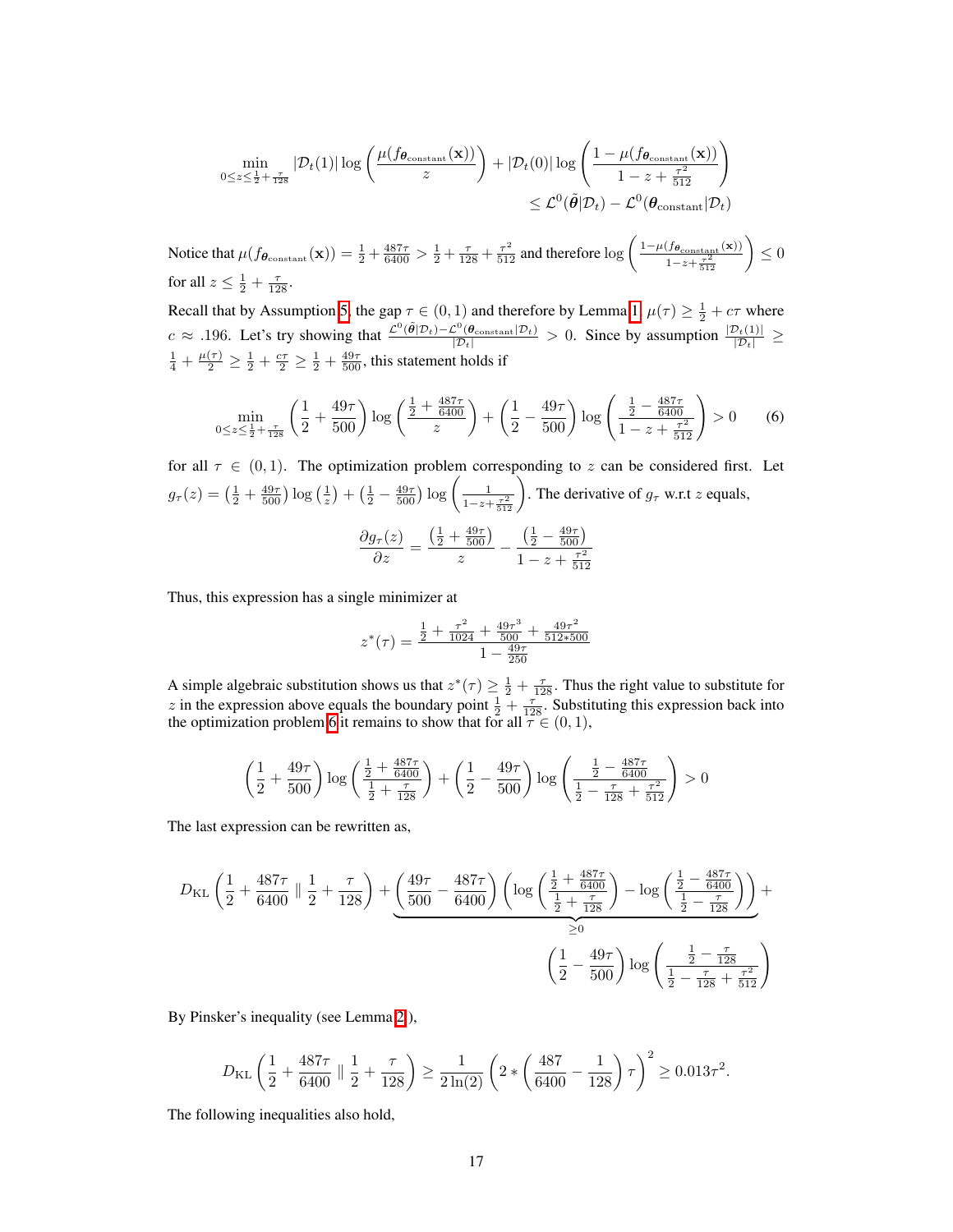$$\min_{0 \le z \le \frac{1}{2} + \frac{\tau}{128}} |\mathcal{D}_t(1)| \log\left(\frac{\mu(f_{\boldsymbol{\theta}_{\text{constant}}}(\mathbf{x}))}{z}\right) + |\mathcal{D}_t(0)| \log\left(\frac{1 - \mu(f_{\boldsymbol{\theta}_{\text{constant}}}(\mathbf{x}))}{1 - z + \frac{\tau^2}{512}}\right)$$
$$\le \mathcal{L}^0(\tilde{\boldsymbol{\theta}}|\mathcal{D}_t) - \mathcal{L}^0(\boldsymbol{\theta}_{\text{constant}}|\mathcal{D}_t)$$

Notice that $\mu(f_{\boldsymbol{\theta}_{\text{constant}}}(\mathbf{x})) = \frac{1}{2} + \frac{487\tau}{6400} > \frac{1}{2} + \frac{\tau}{128} + \frac{\tau^2}{512}$ and therefore $\log\left(\frac{1-\mu(f_{\boldsymbol{\theta}_{\text{constant}}}(\mathbf{x}))}{1-z+\frac{\tau^2}{512}}\right) \le 0$ for all $z \le \frac{1}{2} + \frac{\tau}{128}$.

Recall that by Assumption 5, the gap $\tau \in (0,1)$ and therefore by Lemma 1, $\mu(\tau) \ge \frac{1}{2} + c\tau$ where $c \approx .196$. Let's try showing that $\frac{\mathcal{L}^0(\tilde{\boldsymbol{\theta}}|\mathcal{D}_t) - \mathcal{L}^0(\boldsymbol{\theta}_{\text{constant}}|\mathcal{D}_t)}{|\mathcal{D}_t|} > 0$. Since by assumption $\frac{|\mathcal{D}_t(1)|}{|\mathcal{D}_t|} \ge \frac{1}{4} + \frac{\mu(\tau)}{2} \ge \frac{1}{2} + \frac{c\tau}{2} \ge \frac{1}{2} + \frac{49\tau}{500}$, this statement holds if

$$\min_{0 \le z \le \frac{1}{2} + \frac{\tau}{128}} \left(\frac{1}{2} + \frac{49\tau}{500}\right) \log\left(\frac{\frac{1}{2} + \frac{487\tau}{6400}}{z}\right) + \left(\frac{1}{2} - \frac{49\tau}{500}\right) \log\left(\frac{\frac{1}{2} - \frac{487\tau}{6400}}{1 - z + \frac{\tau^2}{512}}\right) > 0 \tag{6}$$

for all $\tau \in (0,1)$. The optimization problem corresponding to $z$ can be considered first. Let $g_\tau(z) = \left(\frac{1}{2} + \frac{49\tau}{500}\right) \log\left(\frac{1}{z}\right) + \left(\frac{1}{2} - \frac{49\tau}{500}\right) \log\left(\frac{1}{1-z+\frac{\tau^2}{512}}\right)$. The derivative of $g_\tau$ w.r.t $z$ equals,

$$\frac{\partial g_\tau(z)}{\partial z} = \frac{\left(\frac{1}{2} + \frac{49\tau}{500}\right)}{z} - \frac{\left(\frac{1}{2} - \frac{49\tau}{500}\right)}{1 - z + \frac{\tau^2}{512}}$$

Thus, this expression has a single minimizer at

$$z^*(\tau) = \frac{\frac{1}{2} + \frac{\tau^2}{1024} + \frac{49\tau^3}{500} + \frac{49\tau^2}{512*500}}{1 - \frac{49\tau}{250}}$$

A simple algebraic substitution shows us that $z^*(\tau) \ge \frac{1}{2} + \frac{\tau}{128}$. Thus the right value to substitute for $z$ in the expression above equals the boundary point $\frac{1}{2} + \frac{\tau}{128}$. Substituting this expression back into the optimization problem 6 it remains to show that for all $\tau \in (0,1)$,

$$\left(\frac{1}{2} + \frac{49\tau}{500}\right) \log\left(\frac{\frac{1}{2} + \frac{487\tau}{6400}}{\frac{1}{2} + \frac{\tau}{128}}\right) + \left(\frac{1}{2} - \frac{49\tau}{500}\right) \log\left(\frac{\frac{1}{2} - \frac{487\tau}{6400}}{\frac{1}{2} - \frac{\tau}{128} + \frac{\tau^2}{512}}\right) > 0$$

The last expression can be rewritten as,

$$D_{\text{KL}}\left(\frac{1}{2} + \frac{487\tau}{6400} \parallel \frac{1}{2} + \frac{\tau}{128}\right) + \underbrace{\left(\frac{49\tau}{500} - \frac{487\tau}{6400}\right)\left(\log\left(\frac{\frac{1}{2} + \frac{487\tau}{6400}}{\frac{1}{2} + \frac{\tau}{128}}\right) - \log\left(\frac{\frac{1}{2} - \frac{487\tau}{6400}}{\frac{1}{2} - \frac{\tau}{128}}\right)\right)}_{\ge 0} +$$
$$\left(\frac{1}{2} - \frac{49\tau}{500}\right) \log\left(\frac{\frac{1}{2} - \frac{\tau}{128}}{\frac{1}{2} - \frac{\tau}{128} + \frac{\tau^2}{512}}\right)$$

By Pinsker's inequality (see Lemma 2),

$$D_{\text{KL}}\left(\frac{1}{2} + \frac{487\tau}{6400} \parallel \frac{1}{2} + \frac{\tau}{128}\right) \ge \frac{1}{2\ln(2)}\left(2 * \left(\frac{487}{6400} - \frac{1}{128}\right)\tau\right)^2 \ge 0.013\tau^2.$$

The following inequalities also hold,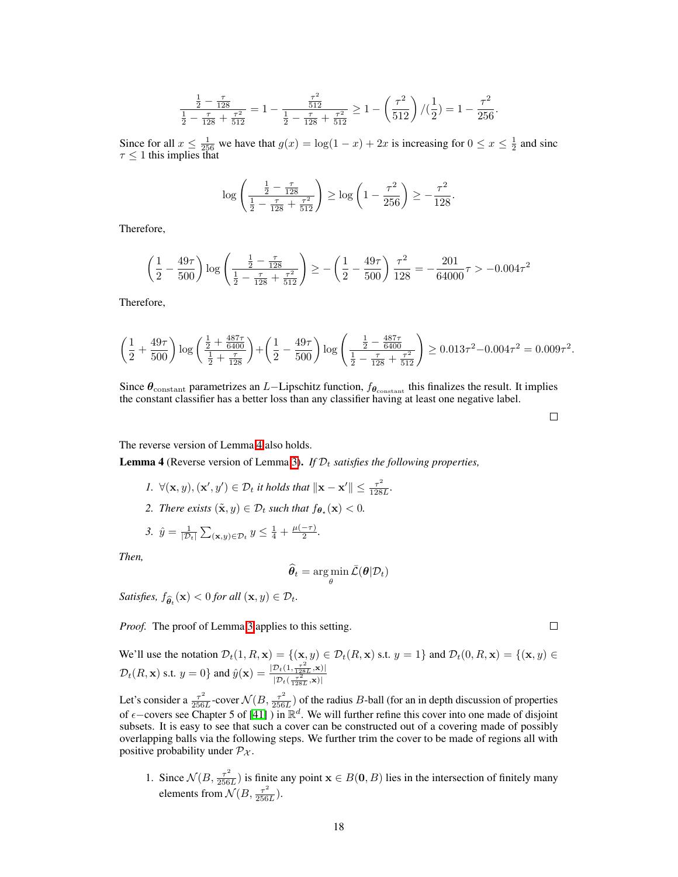$$\frac{\frac{1}{2}-\frac{\tau}{128}}{\frac{1}{2}-\frac{\tau}{128}+\frac{\tau^2}{512}} = 1 - \frac{\frac{\tau^2}{512}}{\frac{1}{2}-\frac{\tau}{128}+\frac{\tau^2}{512}} \geq 1 - \left(\frac{\tau^2}{512}\right)/(\frac{1}{2}) = 1 - \frac{\tau^2}{256}.$$

Since for all $x \leq \frac{1}{256}$ we have that $g(x) = \log(1-x) + 2x$ is increasing for $0 \leq x \leq \frac{1}{2}$ and sinc $\tau \leq 1$ this implies that

$$\log\left(\frac{\frac{1}{2}-\frac{\tau}{128}}{\frac{1}{2}-\frac{\tau}{128}+\frac{\tau^2}{512}}\right) \geq \log\left(1 - \frac{\tau^2}{256}\right) \geq -\frac{\tau^2}{128}.$$

Therefore,

$$\left(\frac{1}{2}-\frac{49\tau}{500}\right)\log\left(\frac{\frac{1}{2}-\frac{\tau}{128}}{\frac{1}{2}-\frac{\tau}{128}+\frac{\tau^2}{512}}\right) \geq -\left(\frac{1}{2}-\frac{49\tau}{500}\right)\frac{\tau^2}{128} = -\frac{201}{64000}\tau > -0.004\tau^2$$

Therefore,

$$\left(\frac{1}{2}+\frac{49\tau}{500}\right)\log\left(\frac{\frac{1}{2}+\frac{487\tau}{6400}}{\frac{1}{2}+\frac{\tau}{128}}\right)+\left(\frac{1}{2}-\frac{49\tau}{500}\right)\log\left(\frac{\frac{1}{2}-\frac{487\tau}{6400}}{\frac{1}{2}-\frac{\tau}{128}+\frac{\tau^2}{512}}\right) \geq 0.013\tau^2 - 0.004\tau^2 = 0.009\tau^2.$$

Since $\boldsymbol{\theta}_{\text{constant}}$ parametrizes an $L-$Lipschitz function, $f_{\boldsymbol{\theta}_{\text{constant}}}$ this finalizes the result. It implies the constant classifier has a better loss than any classifier having at least one negative label.

□

The reverse version of Lemma 4 also holds.

**Lemma 4** (Reverse version of Lemma 3). *If $\mathcal{D}_t$ satisfies the following properties,*

1. *$\forall(\mathbf{x}, y), (\mathbf{x}', y') \in \mathcal{D}_t$ it holds that $\|\mathbf{x} - \mathbf{x}'\| \leq \frac{\tau^2}{128L}$.*
2. *There exists $(\tilde{\mathbf{x}}, y) \in \mathcal{D}_t$ such that $f_{\boldsymbol{\theta}_\star}(\mathbf{x}) < 0$.*
3. *$\hat{y} = \frac{1}{|\mathcal{D}_t|}\sum_{(\mathbf{x},y)\in\mathcal{D}_t} y \leq \frac{1}{4} + \frac{\mu(-\tau)}{2}$.*

*Then,*

$$\widehat{\boldsymbol{\theta}}_t = \arg\min_{\theta} \bar{\mathcal{L}}(\boldsymbol{\theta}|\mathcal{D}_t)$$

*Satisfies, $f_{\widehat{\boldsymbol{\theta}}_t}(\mathbf{x}) < 0$ for all $(\mathbf{x}, y) \in \mathcal{D}_t$.*

*Proof.* The proof of Lemma 3 applies to this setting. □

We'll use the notation $\mathcal{D}_t(1, R, \mathbf{x}) = \{(\mathbf{x}, y) \in \mathcal{D}_t(R, \mathbf{x}) \text{ s.t. } y = 1\}$ and $\mathcal{D}_t(0, R, \mathbf{x}) = \{(\mathbf{x}, y) \in \mathcal{D}_t(R, \mathbf{x}) \text{ s.t. } y = 0\}$ and $\hat{y}(\mathbf{x}) = \frac{|\mathcal{D}_t(1, \frac{\tau^2}{128L}, \mathbf{x})|}{|\mathcal{D}_t(\frac{\tau^2}{128L}, \mathbf{x})|}$

Let's consider a $\frac{\tau^2}{256L}$-cover $\mathcal{N}(B, \frac{\tau^2}{256L})$ of the radius $B$-ball (for an in depth discussion of properties of $\epsilon-$covers see Chapter 5 of [41] ) in $\mathbb{R}^d$. We will further refine this cover into one made of disjoint subsets. It is easy to see that such a cover can be constructed out of a covering made of possibly overlapping balls via the following steps. We further trim the cover to be made of regions all with positive probability under $\mathcal{P}_{\mathcal{X}}$.

1. Since $\mathcal{N}(B, \frac{\tau^2}{256L})$ is finite any point $\mathbf{x} \in B(\mathbf{0}, B)$ lies in the intersection of finitely many elements from $\mathcal{N}(B, \frac{\tau^2}{256L})$.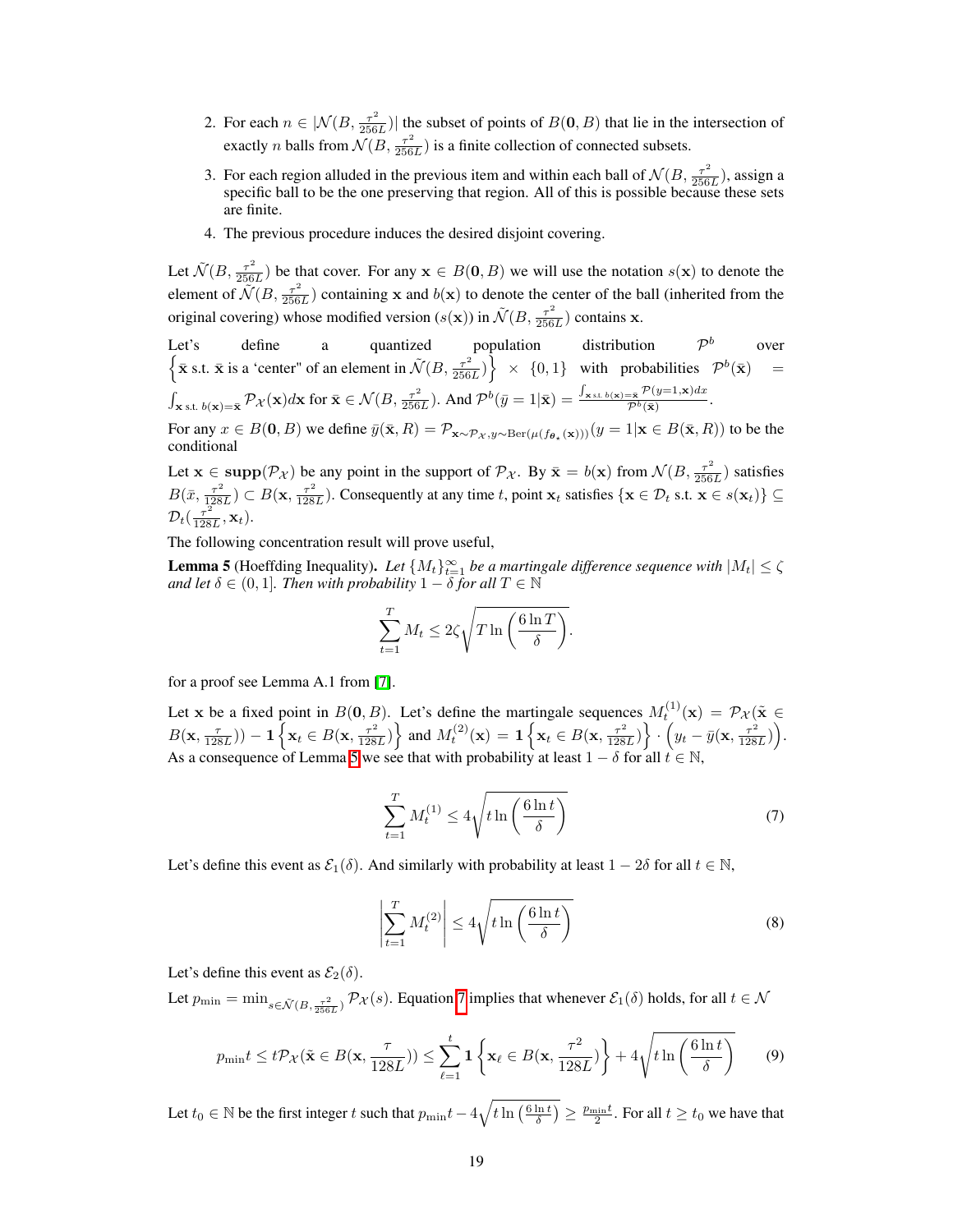2. For each $n \in |\mathcal{N}(B, \frac{\tau^2}{256L})|$ the subset of points of $B(\mathbf{0}, B)$ that lie in the intersection of exactly $n$ balls from $\mathcal{N}(B, \frac{\tau^2}{256L})$ is a finite collection of connected subsets.
3. For each region alluded in the previous item and within each ball of $\mathcal{N}(B, \frac{\tau^2}{256L})$, assign a specific ball to be the one preserving that region. All of this is possible because these sets are finite.
4. The previous procedure induces the desired disjoint covering.

Let $\tilde{\mathcal{N}}(B, \frac{\tau^2}{256L})$ be that cover. For any $\mathbf{x} \in B(\mathbf{0}, B)$ we will use the notation $s(\mathbf{x})$ to denote the element of $\tilde{\mathcal{N}}(B, \frac{\tau^2}{256L})$ containing $\mathbf{x}$ and $b(\mathbf{x})$ to denote the center of the ball (inherited from the original covering) whose modified version ($s(\mathbf{x})$) in $\tilde{\mathcal{N}}(B, \frac{\tau^2}{256L})$ contains $\mathbf{x}$.

Let's define a quantized population distribution $\mathcal{P}^b$ over $\left\{ \bar{\mathbf{x}} \text{ s.t. } \bar{\mathbf{x}} \text{ is a 'center" of an element in } \tilde{\mathcal{N}}(B, \frac{\tau^2}{256L}) \right\} \times \{0, 1\}$ with probabilities $\mathcal{P}^b(\bar{\mathbf{x}}) = \int_{\mathbf{x} \text{ s.t. } b(\mathbf{x}) = \bar{\mathbf{x}}} \mathcal{P}_\mathcal{X}(\mathbf{x}) d\mathbf{x}$ for $\bar{\mathbf{x}} \in \mathcal{N}(B, \frac{\tau^2}{256L})$. And $\mathcal{P}^b(\bar{y} = 1 | \bar{\mathbf{x}}) = \frac{\int_{\mathbf{x} \text{ s.t. } b(\mathbf{x}) = \bar{\mathbf{x}}} \mathcal{P}(y=1, \mathbf{x}) dx}{\mathcal{P}^b(\bar{\mathbf{x}})}$.

For any $x \in B(\mathbf{0}, B)$ we define $\bar{y}(\bar{\mathbf{x}}, R) = \mathcal{P}_{\mathbf{x} \sim \mathcal{P}_\mathcal{X}, y \sim \text{Ber}(\mu(f_{\boldsymbol{\theta}_\star}(\mathbf{x})))}(y = 1 | \mathbf{x} \in B(\bar{\mathbf{x}}, R))$ to be the conditional

Let $\mathbf{x} \in \textbf{supp}(\mathcal{P}_\mathcal{X})$ be any point in the support of $\mathcal{P}_\mathcal{X}$. By $\bar{\mathbf{x}} = b(\mathbf{x})$ from $\mathcal{N}(B, \frac{\tau^2}{256L})$ satisfies $B(\bar{x}, \frac{\tau^2}{128L}) \subset B(\mathbf{x}, \frac{\tau^2}{128L})$. Consequently at any time $t$, point $\mathbf{x}_t$ satisfies $\{\mathbf{x} \in \mathcal{D}_t \text{ s.t. } \mathbf{x} \in s(\mathbf{x}_t)\} \subseteq \mathcal{D}_t(\frac{\tau^2}{128L}, \mathbf{x}_t)$.

The following concentration result will prove useful,

**Lemma 5** (Hoeffding Inequality). *Let $\{M_t\}_{t=1}^\infty$ be a martingale difference sequence with $|M_t| \leq \zeta$ and let $\delta \in (0, 1]$. Then with probability $1 - \delta$ for all $T \in \mathbb{N}$*

$$\sum_{t=1}^{T} M_t \leq 2\zeta \sqrt{T \ln \left( \frac{6 \ln T}{\delta} \right)}.$$

for a proof see Lemma A.1 from [7].

Let $\mathbf{x}$ be a fixed point in $B(\mathbf{0}, B)$. Let's define the martingale sequences $M_t^{(1)}(\mathbf{x}) = \mathcal{P}_\mathcal{X}(\tilde{\mathbf{x}} \in B(\mathbf{x}, \frac{\tau}{128L})) - \mathbf{1}\left\{ \mathbf{x}_t \in B(\mathbf{x}, \frac{\tau^2}{128L}) \right\}$ and $M_t^{(2)}(\mathbf{x}) = \mathbf{1}\left\{ \mathbf{x}_t \in B(\mathbf{x}, \frac{\tau^2}{128L}) \right\} \cdot \left( y_t - \bar{y}(\mathbf{x}, \frac{\tau^2}{128L}) \right)$. As a consequence of Lemma 5 we see that with probability at least $1 - \delta$ for all $t \in \mathbb{N}$,

$$\sum_{t=1}^{T} M_t^{(1)} \leq 4 \sqrt{t \ln \left( \frac{6 \ln t}{\delta} \right)} \tag{7}$$

Let's define this event as $\mathcal{E}_1(\delta)$. And similarly with probability at least $1 - 2\delta$ for all $t \in \mathbb{N}$,

$$\left| \sum_{t=1}^{T} M_t^{(2)} \right| \leq 4 \sqrt{t \ln \left( \frac{6 \ln t}{\delta} \right)} \tag{8}$$

Let's define this event as $\mathcal{E}_2(\delta)$.

Let $p_{\min} = \min_{s \in \tilde{\mathcal{N}}(B, \frac{\tau^2}{256L})} \mathcal{P}_\mathcal{X}(s)$. Equation 7 implies that whenever $\mathcal{E}_1(\delta)$ holds, for all $t \in \mathcal{N}$

$$p_{\min} t \leq t \mathcal{P}_\mathcal{X}(\tilde{\mathbf{x}} \in B(\mathbf{x}, \frac{\tau}{128L})) \leq \sum_{\ell=1}^{t} \mathbf{1}\left\{ \mathbf{x}_\ell \in B(\mathbf{x}, \frac{\tau^2}{128L}) \right\} + 4 \sqrt{t \ln \left( \frac{6 \ln t}{\delta} \right)} \tag{9}$$

Let $t_0 \in \mathbb{N}$ be the first integer $t$ such that $p_{\min} t - 4 \sqrt{t \ln \left( \frac{6 \ln t}{\delta} \right)} \geq \frac{p_{\min} t}{2}$. For all $t \geq t_0$ we have that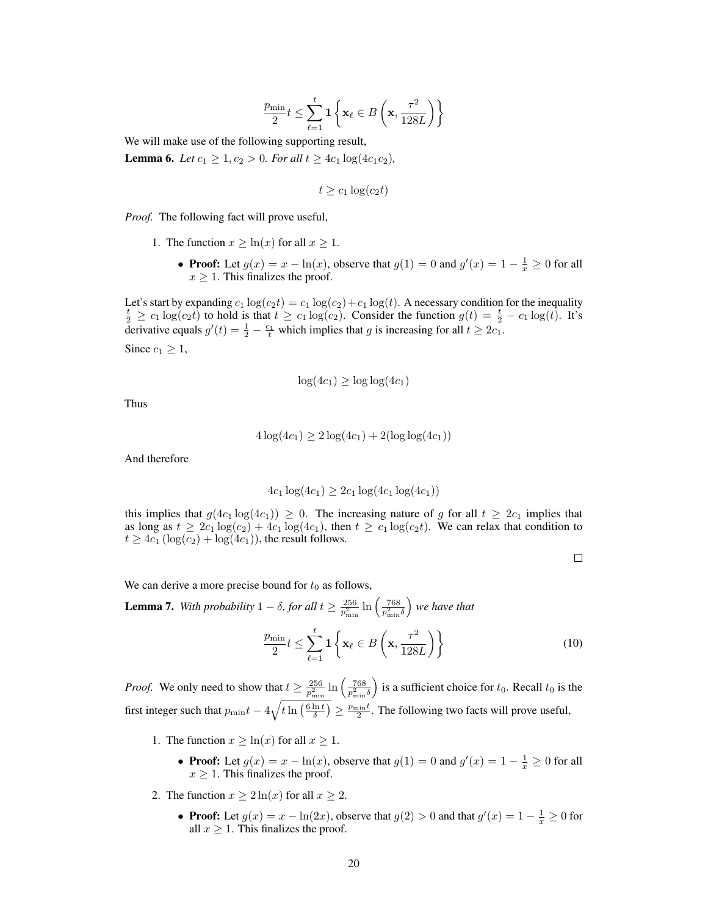$$\frac{p_{\min}}{2} t \leq \sum_{\ell=1}^{t} \mathbf{1}\left\{ \mathbf{x}_\ell \in B\left(\mathbf{x}, \frac{\tau^2}{128L}\right)\right\}$$

We will make use of the following supporting result,

**Lemma 6.** *Let $c_1 \geq 1, c_2 > 0$. For all $t \geq 4c_1 \log(4c_1 c_2)$,*

$$t \geq c_1 \log(c_2 t)$$

*Proof.* The following fact will prove useful,

1. The function $x \geq \ln(x)$ for all $x \geq 1$.
   - **Proof:** Let $g(x) = x - \ln(x)$, observe that $g(1) = 0$ and $g'(x) = 1 - \frac{1}{x} \geq 0$ for all $x \geq 1$. This finalizes the proof.

Let's start by expanding $c_1 \log(c_2 t) = c_1 \log(c_2) + c_1 \log(t)$. A necessary condition for the inequality $\frac{t}{2} \geq c_1 \log(c_2 t)$ to hold is that $t \geq c_1 \log(c_2)$. Consider the function $g(t) = \frac{t}{2} - c_1 \log(t)$. It's derivative equals $g'(t) = \frac{1}{2} - \frac{c_1}{t}$ which implies that $g$ is increasing for all $t \geq 2c_1$.

Since $c_1 \geq 1$,

$$\log(4c_1) \geq \log\log(4c_1)$$

Thus

$$4\log(4c_1) \geq 2\log(4c_1) + 2(\log\log(4c_1))$$

And therefore

$$4c_1 \log(4c_1) \geq 2c_1 \log(4c_1 \log(4c_1))$$

this implies that $g(4c_1 \log(4c_1)) \geq 0$. The increasing nature of $g$ for all $t \geq 2c_1$ implies that as long as $t \geq 2c_1 \log(c_2) + 4c_1 \log(4c_1)$, then $t \geq c_1 \log(c_2 t)$. We can relax that condition to $t \geq 4c_1 (\log(c_2) + \log(4c_1))$, the result follows.

□

We can derive a more precise bound for $t_0$ as follows,

**Lemma 7.** *With probability $1 - \delta$, for all $t \geq \frac{256}{p_{\min}^2} \ln\left(\frac{768}{p_{\min}^2 \delta}\right)$ we have that*

$$\frac{p_{\min}}{2} t \leq \sum_{\ell=1}^{t} \mathbf{1}\left\{ \mathbf{x}_\ell \in B\left(\mathbf{x}, \frac{\tau^2}{128L}\right)\right\} \tag{10}$$

*Proof.* We only need to show that $t \geq \frac{256}{p_{\min}^2} \ln\left(\frac{768}{p_{\min}^2 \delta}\right)$ is a sufficient choice for $t_0$. Recall $t_0$ is the first integer such that $p_{\min} t - 4\sqrt{t \ln\left(\frac{6 \ln t}{\delta}\right)} \geq \frac{p_{\min} t}{2}$. The following two facts will prove useful,

1. The function $x \geq \ln(x)$ for all $x \geq 1$.
   - **Proof:** Let $g(x) = x - \ln(x)$, observe that $g(1) = 0$ and $g'(x) = 1 - \frac{1}{x} \geq 0$ for all $x \geq 1$. This finalizes the proof.
2. The function $x \geq 2\ln(x)$ for all $x \geq 2$.
   - **Proof:** Let $g(x) = x - \ln(2x)$, observe that $g(2) > 0$ and that $g'(x) = 1 - \frac{1}{x} \geq 0$ for all $x \geq 1$. This finalizes the proof.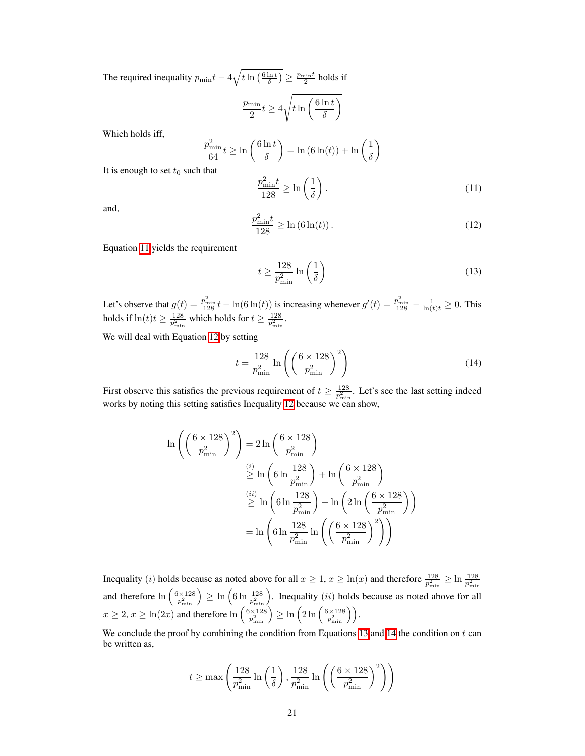The required inequality $p_{\min}t - 4\sqrt{t\ln\left(\frac{6\ln t}{\delta}\right)} \geq \frac{p_{\min}t}{2}$ holds if

$$\frac{p_{\min}}{2}t \geq 4\sqrt{t\ln\left(\frac{6\ln t}{\delta}\right)}$$

Which holds iff,

$$\frac{p_{\min}^2}{64}t \geq \ln\left(\frac{6\ln t}{\delta}\right) = \ln\left(6\ln(t)\right) + \ln\left(\frac{1}{\delta}\right)$$

It is enough to set $t_0$ such that

$$\frac{p_{\min}^2 t}{128} \geq \ln\left(\frac{1}{\delta}\right). \tag{11}$$

and,

$$\frac{p_{\min}^2 t}{128} \geq \ln\left(6\ln(t)\right). \tag{12}$$

Equation 11 yields the requirement

$$t \geq \frac{128}{p_{\min}^2}\ln\left(\frac{1}{\delta}\right) \tag{13}$$

Let's observe that $g(t) = \frac{p_{\min}^2}{128}t - \ln(6\ln(t))$ is increasing whenever $g'(t) = \frac{p_{\min}^2}{128} - \frac{1}{\ln(t)t} \geq 0$. This holds if $\ln(t)t \geq \frac{128}{p_{\min}^2}$ which holds for $t \geq \frac{128}{p_{\min}^2}$.

We will deal with Equation 12 by setting

$$t = \frac{128}{p_{\min}^2}\ln\left(\left(\frac{6\times 128}{p_{\min}^2}\right)^2\right) \tag{14}$$

First observe this satisfies the previous requirement of $t \geq \frac{128}{p_{\min}^2}$. Let's see the last setting indeed works by noting this setting satisfies Inequality 12 because we can show,

$$\begin{aligned}
\ln\left(\left(\frac{6\times 128}{p_{\min}^2}\right)^2\right) &= 2\ln\left(\frac{6\times 128}{p_{\min}^2}\right)\\
&\overset{(i)}{\geq} \ln\left(6\ln\frac{128}{p_{\min}^2}\right) + \ln\left(\frac{6\times 128}{p_{\min}^2}\right)\\
&\overset{(ii)}{\geq} \ln\left(6\ln\frac{128}{p_{\min}^2}\right) + \ln\left(2\ln\left(\frac{6\times 128}{p_{\min}^2}\right)\right)\\
&= \ln\left(6\ln\frac{128}{p_{\min}^2}\ln\left(\left(\frac{6\times 128}{p_{\min}^2}\right)^2\right)\right)
\end{aligned}$$

Inequality $(i)$ holds because as noted above for all $x \geq 1$, $x \geq \ln(x)$ and therefore $\frac{128}{p_{\min}^2} \geq \ln\frac{128}{p_{\min}^2}$ and therefore $\ln\left(\frac{6\times 128}{p_{\min}^2}\right) \geq \ln\left(6\ln\frac{128}{p_{\min}^2}\right)$. Inequality $(ii)$ holds because as noted above for all $x \geq 2$, $x \geq \ln(2x)$ and therefore $\ln\left(\frac{6\times 128}{p_{\min}^2}\right) \geq \ln\left(2\ln\left(\frac{6\times 128}{p_{\min}^2}\right)\right)$.

We conclude the proof by combining the condition from Equations 13 and 14 the condition on $t$ can be written as,

$$t \geq \max\left(\frac{128}{p_{\min}^2}\ln\left(\frac{1}{\delta}\right), \frac{128}{p_{\min}^2}\ln\left(\left(\frac{6\times 128}{p_{\min}^2}\right)^2\right)\right)$$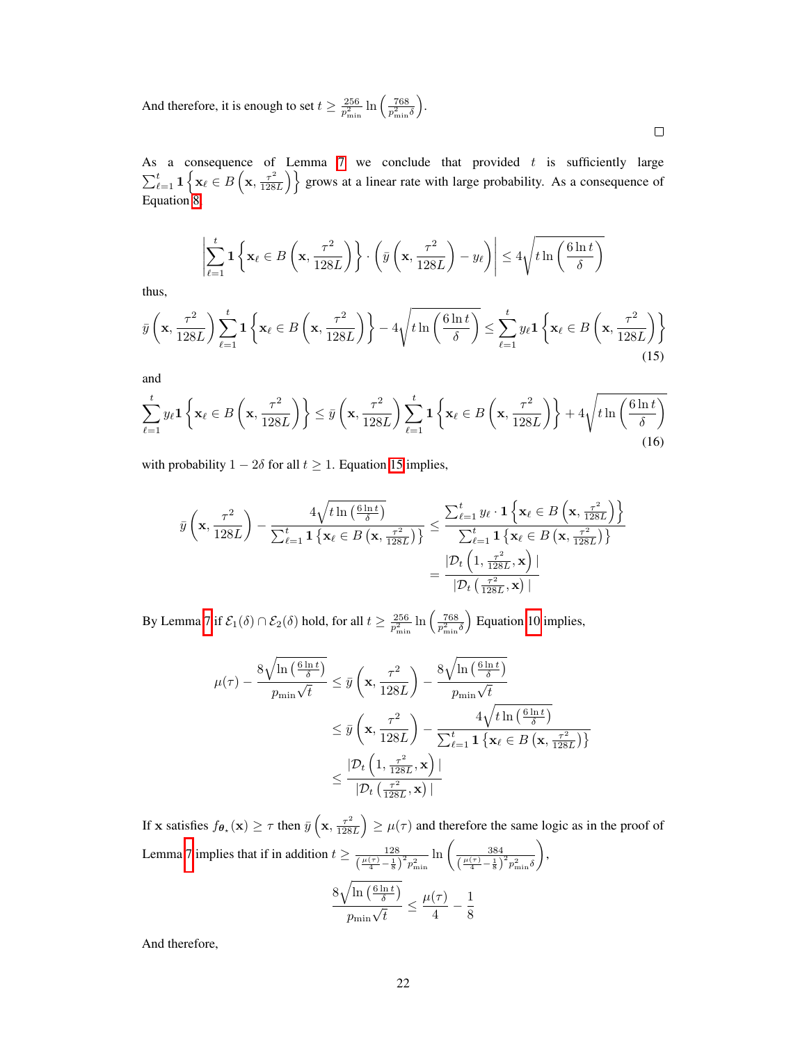And therefore, it is enough to set $t \geq \frac{256}{p_{\min}^2} \ln\left(\frac{768}{p_{\min}^2 \delta}\right)$.

□

As a consequence of Lemma 7 we conclude that provided $t$ is sufficiently large $\sum_{\ell=1}^t \mathbf{1}\left\{\mathbf{x}_\ell \in B\left(\mathbf{x}, \frac{\tau^2}{128L}\right)\right\}$ grows at a linear rate with large probability. As a consequence of Equation 8,

$$\left|\sum_{\ell=1}^t \mathbf{1}\left\{\mathbf{x}_\ell \in B\left(\mathbf{x}, \frac{\tau^2}{128L}\right)\right\} \cdot \left(\bar{y}\left(\mathbf{x}, \frac{\tau^2}{128L}\right) - y_\ell\right)\right| \leq 4\sqrt{t \ln\left(\frac{6 \ln t}{\delta}\right)}$$

thus,

$$\bar{y}\left(\mathbf{x}, \frac{\tau^2}{128L}\right) \sum_{\ell=1}^t \mathbf{1}\left\{\mathbf{x}_\ell \in B\left(\mathbf{x}, \frac{\tau^2}{128L}\right)\right\} - 4\sqrt{t \ln\left(\frac{6 \ln t}{\delta}\right)} \leq \sum_{\ell=1}^t y_\ell \mathbf{1}\left\{\mathbf{x}_\ell \in B\left(\mathbf{x}, \frac{\tau^2}{128L}\right)\right\} \tag{15}$$

and

$$\sum_{\ell=1}^t y_\ell \mathbf{1}\left\{\mathbf{x}_\ell \in B\left(\mathbf{x}, \frac{\tau^2}{128L}\right)\right\} \leq \bar{y}\left(\mathbf{x}, \frac{\tau^2}{128L}\right) \sum_{\ell=1}^t \mathbf{1}\left\{\mathbf{x}_\ell \in B\left(\mathbf{x}, \frac{\tau^2}{128L}\right)\right\} + 4\sqrt{t \ln\left(\frac{6 \ln t}{\delta}\right)} \tag{16}$$

with probability $1 - 2\delta$ for all $t \geq 1$. Equation 15 implies,

$$\begin{aligned}
\bar{y}\left(\mathbf{x}, \frac{\tau^2}{128L}\right) - \frac{4\sqrt{t \ln\left(\frac{6 \ln t}{\delta}\right)}}{\sum_{\ell=1}^t \mathbf{1}\left\{\mathbf{x}_\ell \in B\left(\mathbf{x}, \frac{\tau^2}{128L}\right)\right\}} &\leq \frac{\sum_{\ell=1}^t y_\ell \cdot \mathbf{1}\left\{\mathbf{x}_\ell \in B\left(\mathbf{x}, \frac{\tau^2}{128L}\right)\right\}}{\sum_{\ell=1}^t \mathbf{1}\left\{\mathbf{x}_\ell \in B\left(\mathbf{x}, \frac{\tau^2}{128L}\right)\right\}} \\
&= \frac{|\mathcal{D}_t\left(1, \frac{\tau^2}{128L}, \mathbf{x}\right)|}{|\mathcal{D}_t\left(\frac{\tau^2}{128L}, \mathbf{x}\right)|}
\end{aligned}$$

By Lemma 7 if $\mathcal{E}_1(\delta) \cap \mathcal{E}_2(\delta)$ hold, for all $t \geq \frac{256}{p_{\min}^2} \ln\left(\frac{768}{p_{\min}^2 \delta}\right)$ Equation 10 implies,

$$\begin{aligned}
\mu(\tau) - \frac{8\sqrt{\ln\left(\frac{6 \ln t}{\delta}\right)}}{p_{\min}\sqrt{t}} &\leq \bar{y}\left(\mathbf{x}, \frac{\tau^2}{128L}\right) - \frac{8\sqrt{\ln\left(\frac{6 \ln t}{\delta}\right)}}{p_{\min}\sqrt{t}} \\
&\leq \bar{y}\left(\mathbf{x}, \frac{\tau^2}{128L}\right) - \frac{4\sqrt{t \ln\left(\frac{6 \ln t}{\delta}\right)}}{\sum_{\ell=1}^t \mathbf{1}\left\{\mathbf{x}_\ell \in B\left(\mathbf{x}, \frac{\tau^2}{128L}\right)\right\}} \\
&\leq \frac{|\mathcal{D}_t\left(1, \frac{\tau^2}{128L}, \mathbf{x}\right)|}{|\mathcal{D}_t\left(\frac{\tau^2}{128L}, \mathbf{x}\right)|}
\end{aligned}$$

If $\mathbf{x}$ satisfies $f_{\boldsymbol{\theta}_\star}(\mathbf{x}) \geq \tau$ then $\bar{y}\left(\mathbf{x}, \frac{\tau^2}{128L}\right) \geq \mu(\tau)$ and therefore the same logic as in the proof of Lemma 7 implies that if in addition $t \geq \frac{128}{\left(\frac{\mu(\tau)}{4} - \frac{1}{8}\right)^2 p_{\min}^2} \ln\left(\frac{384}{\left(\frac{\mu(\tau)}{4} - \frac{1}{8}\right)^2 p_{\min}^2 \delta}\right)$,

$$\frac{8\sqrt{\ln\left(\frac{6 \ln t}{\delta}\right)}}{p_{\min}\sqrt{t}} \leq \frac{\mu(\tau)}{4} - \frac{1}{8}$$

And therefore,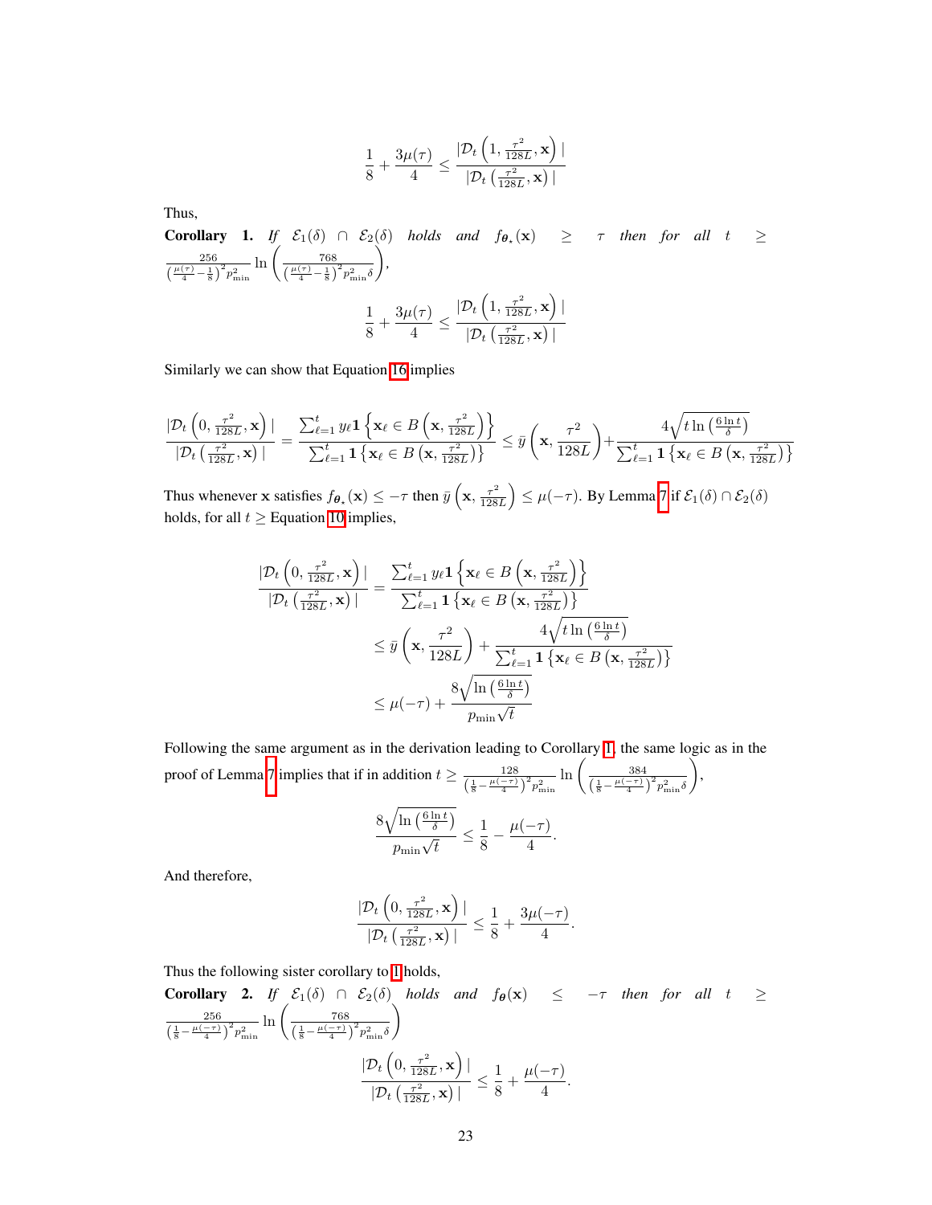$$\frac{1}{8} + \frac{3\mu(\tau)}{4} \le \frac{|\mathcal{D}_t\left(1, \frac{\tau^2}{128L}, \mathbf{x}\right)|}{|\mathcal{D}_t\left(\frac{\tau^2}{128L}, \mathbf{x}\right)|}$$

Thus,

**Corollary 1.** *If $\mathcal{E}_1(\delta) \cap \mathcal{E}_2(\delta)$ holds and $f_{\boldsymbol{\theta}_\star}(\mathbf{x}) \ge \tau$ then for all $t \ge \frac{256}{\left(\frac{\mu(\tau)}{4} - \frac{1}{8}\right)^2 p_{\min}^2} \ln\left(\frac{768}{\left(\frac{\mu(\tau)}{4} - \frac{1}{8}\right)^2 p_{\min}^2 \delta}\right)$,*

$$\frac{1}{8} + \frac{3\mu(\tau)}{4} \le \frac{|\mathcal{D}_t\left(1, \frac{\tau^2}{128L}, \mathbf{x}\right)|}{|\mathcal{D}_t\left(\frac{\tau^2}{128L}, \mathbf{x}\right)|}$$

Similarly we can show that Equation 16 implies

$$\frac{|\mathcal{D}_t\left(0, \frac{\tau^2}{128L}, \mathbf{x}\right)|}{|\mathcal{D}_t\left(\frac{\tau^2}{128L}, \mathbf{x}\right)|} = \frac{\sum_{\ell=1}^t y_\ell \mathbf{1}\left\{\mathbf{x}_\ell \in B\left(\mathbf{x}, \frac{\tau^2}{128L}\right)\right\}}{\sum_{\ell=1}^t \mathbf{1}\left\{\mathbf{x}_\ell \in B\left(\mathbf{x}, \frac{\tau^2}{128L}\right)\right\}} \le \bar{y}\left(\mathbf{x}, \frac{\tau^2}{128L}\right) + \frac{4\sqrt{t \ln\left(\frac{6 \ln t}{\delta}\right)}}{\sum_{\ell=1}^t \mathbf{1}\left\{\mathbf{x}_\ell \in B\left(\mathbf{x}, \frac{\tau^2}{128L}\right)\right\}}$$

Thus whenever $\mathbf{x}$ satisfies $f_{\boldsymbol{\theta}_\star}(\mathbf{x}) \le -\tau$ then $\bar{y}\left(\mathbf{x}, \frac{\tau^2}{128L}\right) \le \mu(-\tau)$. By Lemma 7 if $\mathcal{E}_1(\delta) \cap \mathcal{E}_2(\delta)$ holds, for all $t \ge$ Equation 10 implies,

$$\begin{aligned}
\frac{|\mathcal{D}_t\left(0, \frac{\tau^2}{128L}, \mathbf{x}\right)|}{|\mathcal{D}_t\left(\frac{\tau^2}{128L}, \mathbf{x}\right)|} &= \frac{\sum_{\ell=1}^t y_\ell \mathbf{1}\left\{\mathbf{x}_\ell \in B\left(\mathbf{x}, \frac{\tau^2}{128L}\right)\right\}}{\sum_{\ell=1}^t \mathbf{1}\left\{\mathbf{x}_\ell \in B\left(\mathbf{x}, \frac{\tau^2}{128L}\right)\right\}} \\
&\le \bar{y}\left(\mathbf{x}, \frac{\tau^2}{128L}\right) + \frac{4\sqrt{t \ln\left(\frac{6 \ln t}{\delta}\right)}}{\sum_{\ell=1}^t \mathbf{1}\left\{\mathbf{x}_\ell \in B\left(\mathbf{x}, \frac{\tau^2}{128L}\right)\right\}} \\
&\le \mu(-\tau) + \frac{8\sqrt{\ln\left(\frac{6 \ln t}{\delta}\right)}}{p_{\min}\sqrt{t}}
\end{aligned}$$

Following the same argument as in the derivation leading to Corollary 1, the same logic as in the proof of Lemma 7 implies that if in addition $t \ge \frac{128}{\left(\frac{1}{8} - \frac{\mu(-\tau)}{4}\right)^2 p_{\min}^2} \ln\left(\frac{384}{\left(\frac{1}{8} - \frac{\mu(-\tau)}{4}\right)^2 p_{\min}^2 \delta}\right)$,

$$\frac{8\sqrt{\ln\left(\frac{6 \ln t}{\delta}\right)}}{p_{\min}\sqrt{t}} \le \frac{1}{8} - \frac{\mu(-\tau)}{4}.$$

And therefore,

$$\frac{|\mathcal{D}_t\left(0, \frac{\tau^2}{128L}, \mathbf{x}\right)|}{|\mathcal{D}_t\left(\frac{\tau^2}{128L}, \mathbf{x}\right)|} \le \frac{1}{8} + \frac{3\mu(-\tau)}{4}.$$

Thus the following sister corollary to 1 holds,

**Corollary 2.** *If $\mathcal{E}_1(\delta) \cap \mathcal{E}_2(\delta)$ holds and $f_{\boldsymbol{\theta}}(\mathbf{x}) \le -\tau$ then for all $t \ge \frac{256}{\left(\frac{1}{8} - \frac{\mu(-\tau)}{4}\right)^2 p_{\min}^2} \ln\left(\frac{768}{\left(\frac{1}{8} - \frac{\mu(-\tau)}{4}\right)^2 p_{\min}^2 \delta}\right)$*

$$\frac{|\mathcal{D}_t\left(0, \frac{\tau^2}{128L}, \mathbf{x}\right)|}{|\mathcal{D}_t\left(\frac{\tau^2}{128L}, \mathbf{x}\right)|} \le \frac{1}{8} + \frac{\mu(-\tau)}{4}.$$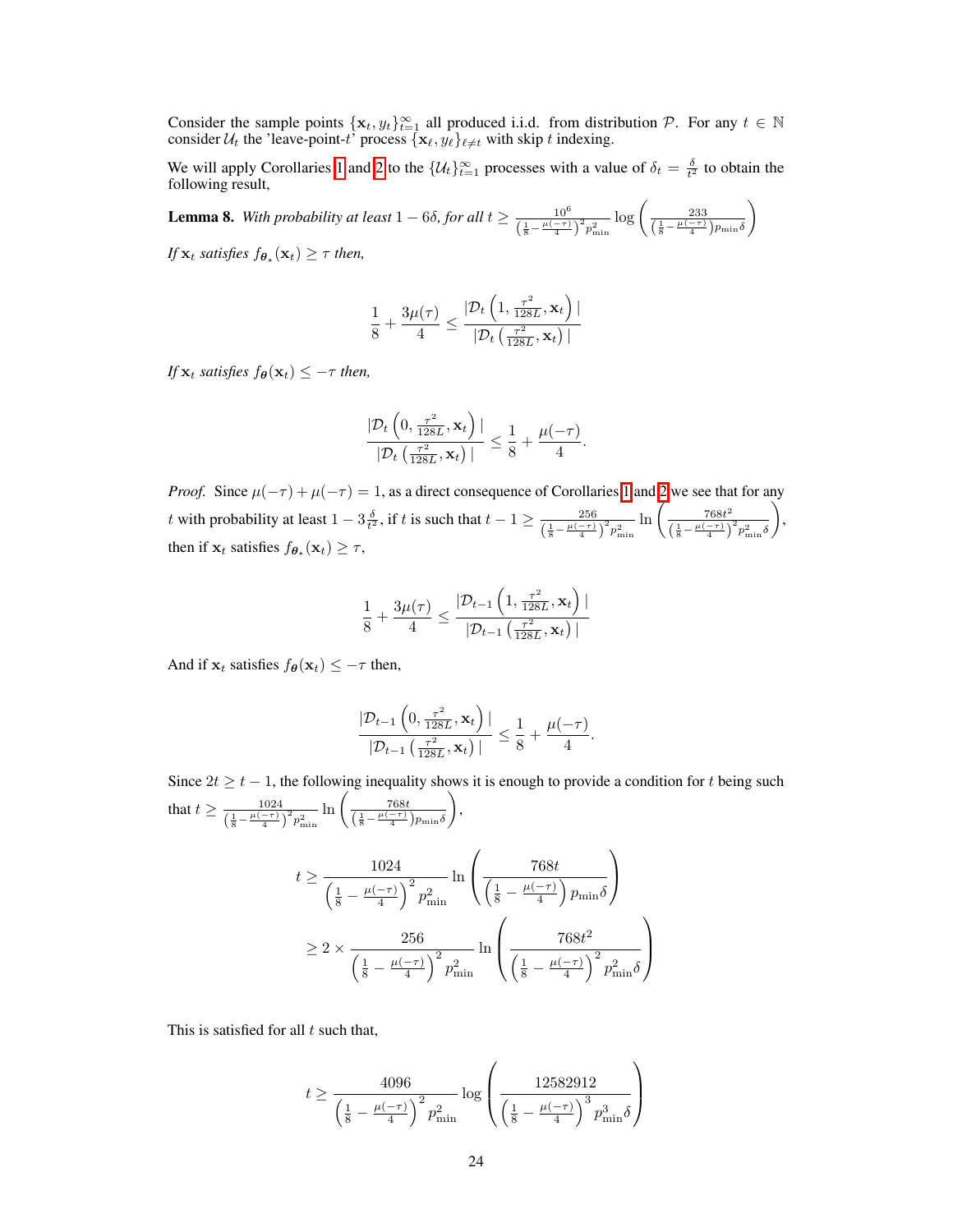Consider the sample points $\{\mathbf{x}_t, y_t\}_{t=1}^{\infty}$ all produced i.i.d. from distribution $\mathcal{P}$. For any $t \in \mathbb{N}$ consider $\mathcal{U}_t$ the 'leave-point-$t$' process $\{\mathbf{x}_\ell, y_\ell\}_{\ell \neq t}$ with skip $t$ indexing.

We will apply Corollaries 1 and 2 to the $\{\mathcal{U}_t\}_{t=1}^{\infty}$ processes with a value of $\delta_t = \frac{\delta}{t^2}$ to obtain the following result,

**Lemma 8.** *With probability at least $1-6\delta$, for all $t \geq \frac{10^6}{\left(\frac{1}{8}-\frac{\mu(-\tau)}{4}\right)^2 p_{\min}^2} \log\left(\frac{233}{\left(\frac{1}{8}-\frac{\mu(-\tau)}{4}\right)p_{\min}\delta}\right)$*

*If $\mathbf{x}_t$ satisfies $f_{\boldsymbol{\theta}_\star}(\mathbf{x}_t) \geq \tau$ then,*

$$\frac{1}{8} + \frac{3\mu(\tau)}{4} \leq \frac{|\mathcal{D}_t\left(1, \frac{\tau^2}{128L}, \mathbf{x}_t\right)|}{|\mathcal{D}_t\left(\frac{\tau^2}{128L}, \mathbf{x}_t\right)|}$$

*If $\mathbf{x}_t$ satisfies $f_{\boldsymbol{\theta}}(\mathbf{x}_t) \leq -\tau$ then,*

$$\frac{|\mathcal{D}_t\left(0, \frac{\tau^2}{128L}, \mathbf{x}_t\right)|}{|\mathcal{D}_t\left(\frac{\tau^2}{128L}, \mathbf{x}_t\right)|} \leq \frac{1}{8} + \frac{\mu(-\tau)}{4}.$$

*Proof.* Since $\mu(-\tau) + \mu(-\tau) = 1$, as a direct consequence of Corollaries 1 and 2 we see that for any $t$ with probability at least $1 - 3\frac{\delta}{t^2}$, if $t$ is such that $t - 1 \geq \frac{256}{\left(\frac{1}{8}-\frac{\mu(-\tau)}{4}\right)^2 p_{\min}^2} \ln\left(\frac{768t^2}{\left(\frac{1}{8}-\frac{\mu(-\tau)}{4}\right)^2 p_{\min}^2\delta}\right)$, then if $\mathbf{x}_t$ satisfies $f_{\boldsymbol{\theta}_\star}(\mathbf{x}_t) \geq \tau$,

$$\frac{1}{8} + \frac{3\mu(\tau)}{4} \leq \frac{|\mathcal{D}_{t-1}\left(1, \frac{\tau^2}{128L}, \mathbf{x}_t\right)|}{|\mathcal{D}_{t-1}\left(\frac{\tau^2}{128L}, \mathbf{x}_t\right)|}$$

And if $\mathbf{x}_t$ satisfies $f_{\boldsymbol{\theta}}(\mathbf{x}_t) \leq -\tau$ then,

$$\frac{|\mathcal{D}_{t-1}\left(0, \frac{\tau^2}{128L}, \mathbf{x}_t\right)|}{|\mathcal{D}_{t-1}\left(\frac{\tau^2}{128L}, \mathbf{x}_t\right)|} \leq \frac{1}{8} + \frac{\mu(-\tau)}{4}.$$

Since $2t \geq t-1$, the following inequality shows it is enough to provide a condition for $t$ being such that $t \geq \frac{1024}{\left(\frac{1}{8}-\frac{\mu(-\tau)}{4}\right)^2 p_{\min}^2} \ln\left(\frac{768t}{\left(\frac{1}{8}-\frac{\mu(-\tau)}{4}\right)p_{\min}\delta}\right)$,

$$\begin{aligned}
t &\geq \frac{1024}{\left(\frac{1}{8}-\frac{\mu(-\tau)}{4}\right)^2 p_{\min}^2} \ln\left(\frac{768t}{\left(\frac{1}{8}-\frac{\mu(-\tau)}{4}\right)p_{\min}\delta}\right) \\
&\geq 2 \times \frac{256}{\left(\frac{1}{8}-\frac{\mu(-\tau)}{4}\right)^2 p_{\min}^2} \ln\left(\frac{768t^2}{\left(\frac{1}{8}-\frac{\mu(-\tau)}{4}\right)^2 p_{\min}^2\delta}\right)
\end{aligned}$$

This is satisfied for all $t$ such that,

$$t \geq \frac{4096}{\left(\frac{1}{8}-\frac{\mu(-\tau)}{4}\right)^2 p_{\min}^2} \log\left(\frac{12582912}{\left(\frac{1}{8}-\frac{\mu(-\tau)}{4}\right)^3 p_{\min}^3\delta}\right)$$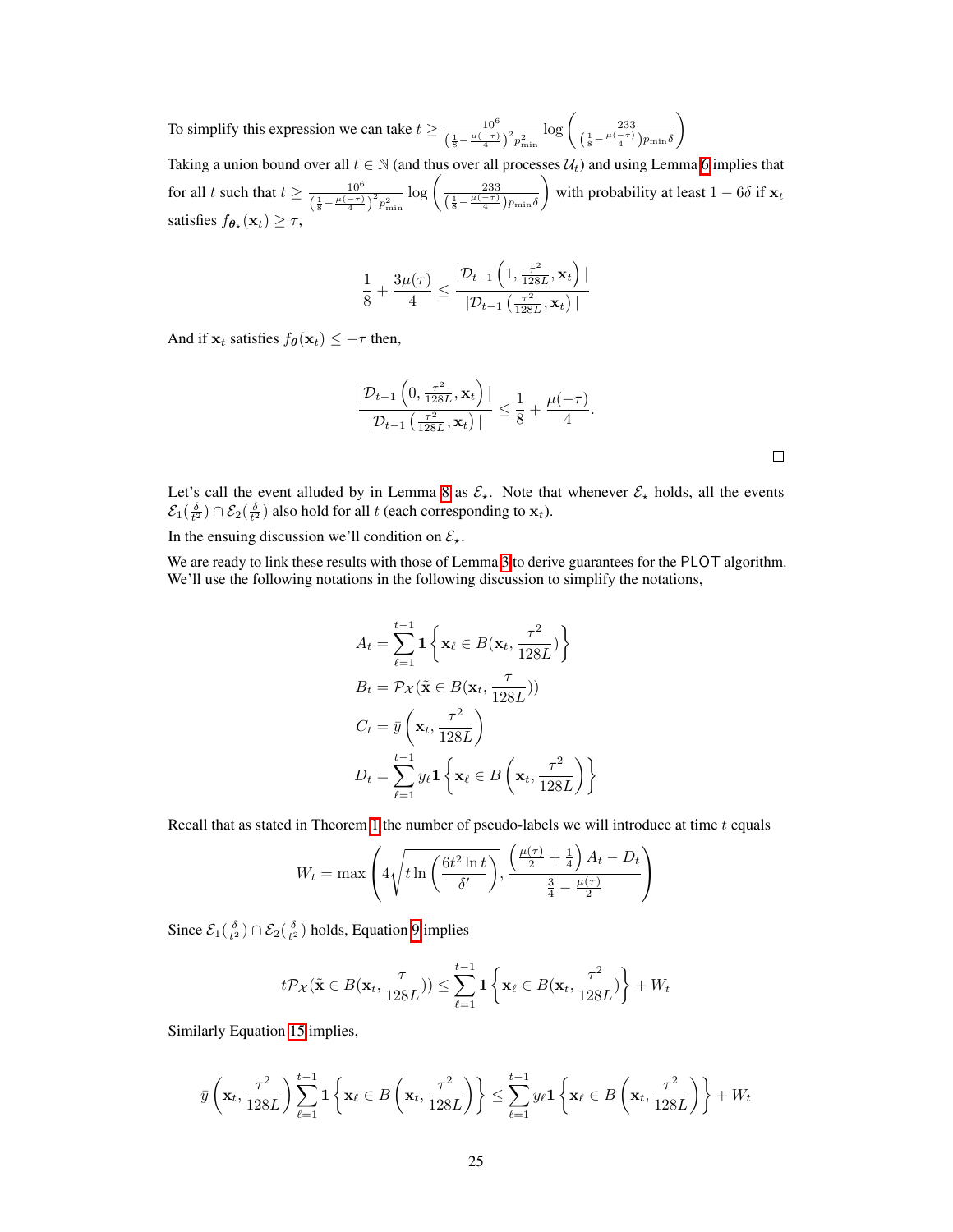To simplify this expression we can take $t \geq \frac{10^6}{\left(\frac{1}{8} - \frac{\mu(-\tau)}{4}\right)^2 p_{\min}^2} \log\left(\frac{233}{\left(\frac{1}{8} - \frac{\mu(-\tau)}{4}\right) p_{\min} \delta}\right)$

Taking a union bound over all $t \in \mathbb{N}$ (and thus over all processes $\mathcal{U}_t$) and using Lemma 6 implies that for all $t$ such that $t \geq \frac{10^6}{\left(\frac{1}{8} - \frac{\mu(-\tau)}{4}\right)^2 p_{\min}^2} \log\left(\frac{233}{\left(\frac{1}{8} - \frac{\mu(-\tau)}{4}\right) p_{\min} \delta}\right)$ with probability at least $1 - 6\delta$ if $\mathbf{x}_t$ satisfies $f_{\boldsymbol{\theta}_\star}(\mathbf{x}_t) \geq \tau$,

$$\frac{1}{8} + \frac{3\mu(\tau)}{4} \leq \frac{|\mathcal{D}_{t-1}\left(1, \frac{\tau^2}{128L}, \mathbf{x}_t\right)|}{|\mathcal{D}_{t-1}\left(\frac{\tau^2}{128L}, \mathbf{x}_t\right)|}$$

And if $\mathbf{x}_t$ satisfies $f_{\boldsymbol{\theta}}(\mathbf{x}_t) \leq -\tau$ then,

$$\frac{|\mathcal{D}_{t-1}\left(0, \frac{\tau^2}{128L}, \mathbf{x}_t\right)|}{|\mathcal{D}_{t-1}\left(\frac{\tau^2}{128L}, \mathbf{x}_t\right)|} \leq \frac{1}{8} + \frac{\mu(-\tau)}{4}.$$

□

Let's call the event alluded by in Lemma 8 as $\mathcal{E}_\star$. Note that whenever $\mathcal{E}_\star$ holds, all the events $\mathcal{E}_1(\frac{\delta}{t^2}) \cap \mathcal{E}_2(\frac{\delta}{t^2})$ also hold for all $t$ (each corresponding to $\mathbf{x}_t$).

In the ensuing discussion we'll condition on $\mathcal{E}_\star$.

We are ready to link these results with those of Lemma 3 to derive guarantees for the PLOT algorithm. We'll use the following notations in the following discussion to simplify the notations,

$$A_t = \sum_{\ell=1}^{t-1} \mathbf{1}\left\{\mathbf{x}_\ell \in B(\mathbf{x}_t, \frac{\tau^2}{128L})\right\}$$
$$B_t = \mathcal{P}_\mathcal{X}(\tilde{\mathbf{x}} \in B(\mathbf{x}_t, \frac{\tau}{128L}))$$
$$C_t = \bar{y}\left(\mathbf{x}_t, \frac{\tau^2}{128L}\right)$$
$$D_t = \sum_{\ell=1}^{t-1} y_\ell \mathbf{1}\left\{\mathbf{x}_\ell \in B\left(\mathbf{x}_t, \frac{\tau^2}{128L}\right)\right\}$$

Recall that as stated in Theorem 1 the number of pseudo-labels we will introduce at time $t$ equals

$$W_t = \max\left(4\sqrt{t \ln\left(\frac{6t^2 \ln t}{\delta'}\right)}, \frac{\left(\frac{\mu(\tau)}{2} + \frac{1}{4}\right) A_t - D_t}{\frac{3}{4} - \frac{\mu(\tau)}{2}}\right)$$

Since $\mathcal{E}_1(\frac{\delta}{t^2}) \cap \mathcal{E}_2(\frac{\delta}{t^2})$ holds, Equation 9 implies

$$t\mathcal{P}_\mathcal{X}(\tilde{\mathbf{x}} \in B(\mathbf{x}_t, \frac{\tau}{128L})) \leq \sum_{\ell=1}^{t-1} \mathbf{1}\left\{\mathbf{x}_\ell \in B(\mathbf{x}_t, \frac{\tau^2}{128L})\right\} + W_t$$

Similarly Equation 15 implies,

$$\bar{y}\left(\mathbf{x}_t, \frac{\tau^2}{128L}\right) \sum_{\ell=1}^{t-1} \mathbf{1}\left\{\mathbf{x}_\ell \in B\left(\mathbf{x}_t, \frac{\tau^2}{128L}\right)\right\} \leq \sum_{\ell=1}^{t-1} y_\ell \mathbf{1}\left\{\mathbf{x}_\ell \in B\left(\mathbf{x}_t, \frac{\tau^2}{128L}\right)\right\} + W_t$$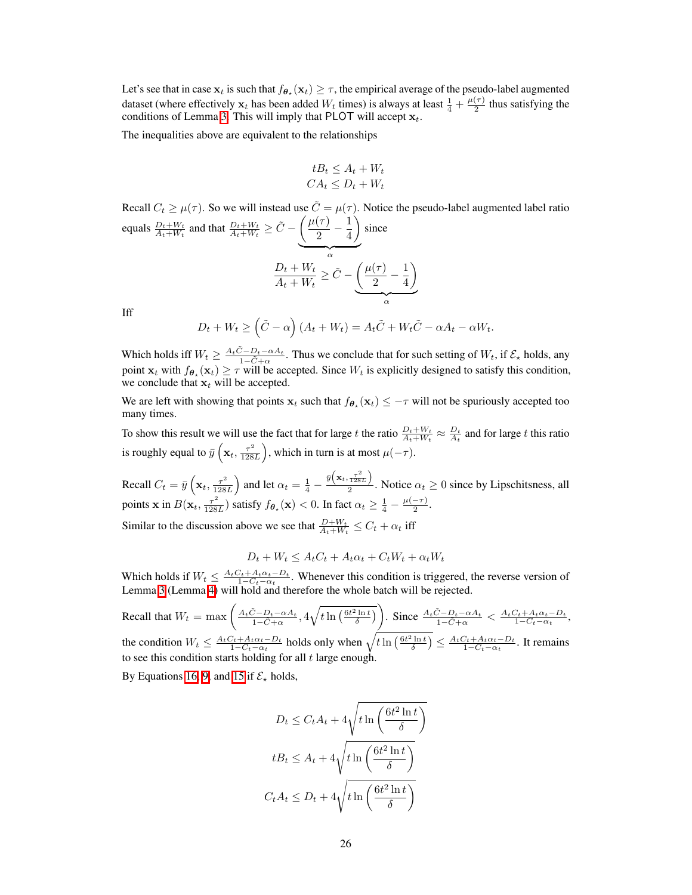Let's see that in case $\mathbf{x}_t$ is such that $f_{\boldsymbol{\theta}_\star}(\mathbf{x}_t) \geq \tau$, the empirical average of the pseudo-label augmented dataset (where effectively $\mathbf{x}_t$ has been added $W_t$ times) is always at least $\frac{1}{4} + \frac{\mu(\tau)}{2}$ thus satisfying the conditions of Lemma 3. This will imply that PLOT will accept $\mathbf{x}_t$.

The inequalities above are equivalent to the relationships

$$
\begin{aligned}
tB_t &\leq A_t + W_t \\
CA_t &\leq D_t + W_t
\end{aligned}
$$

Recall $C_t \geq \mu(\tau)$. So we will instead use $\tilde{C} = \mu(\tau)$. Notice the pseudo-label augmented label ratio equals $\frac{D_t + W_t}{A_t + W_t}$ and that $\frac{D_t+W_t}{A_t+W_t} \geq \tilde{C} - \underbrace{\left(\frac{\mu(\tau)}{2} - \frac{1}{4}\right)}_{\alpha}$ since

$$
\frac{D_t + W_t}{A_t + W_t} \geq \tilde{C} - \underbrace{\left(\frac{\mu(\tau)}{2} - \frac{1}{4}\right)}_{\alpha}
$$

Iff

$$
D_t + W_t \geq \left(\tilde{C} - \alpha\right)(A_t + W_t) = A_t\tilde{C} + W_t\tilde{C} - \alpha A_t - \alpha W_t.
$$

Which holds iff $W_t \geq \frac{A_t\tilde{C} - D_t - \alpha A_t}{1 - \tilde{C} + \alpha}$. Thus we conclude that for such setting of $W_t$, if $\mathcal{E}_\star$ holds, any point $\mathbf{x}_t$ with $f_{\boldsymbol{\theta}_\star}(\mathbf{x}_t) \geq \tau$ will be accepted. Since $W_t$ is explicitly designed to satisfy this condition, we conclude that $\mathbf{x}_t$ will be accepted.

We are left with showing that points $\mathbf{x}_t$ such that $f_{\boldsymbol{\theta}_\star}(\mathbf{x}_t) \leq -\tau$ will not be spuriously accepted too many times.

To show this result we will use the fact that for large $t$ the ratio $\frac{D_t + W_t}{A_t + W_t} \approx \frac{D_t}{A_t}$ and for large $t$ this ratio is roughly equal to $\bar{y}\left(\mathbf{x}_t, \frac{\tau^2}{128L}\right)$, which in turn is at most $\mu(-\tau)$.

Recall $C_t = \bar{y}\left(\mathbf{x}_t, \frac{\tau^2}{128L}\right)$ and let $\alpha_t = \frac{1}{4} - \frac{\bar{y}\left(\mathbf{x}_t, \frac{\tau^2}{128L}\right)}{2}$. Notice $\alpha_t \geq 0$ since by Lipschitsness, all points $\mathbf{x}$ in $B(\mathbf{x}_t, \frac{\tau^2}{128L})$ satisfy $f_{\boldsymbol{\theta}_\star}(\mathbf{x}) < 0$. In fact $\alpha_t \geq \frac{1}{4} - \frac{\mu(-\tau)}{2}$.

Similar to the discussion above we see that $\frac{D + W_t}{A_t + W_t} \leq C_t + \alpha_t$ iff

$$
D_t + W_t \leq A_t C_t + A_t \alpha_t + C_t W_t + \alpha_t W_t
$$

Which holds if $W_t \leq \frac{A_t C_t + A_t \alpha_t - D_t}{1 - C_t - \alpha_t}$. Whenever this condition is triggered, the reverse version of Lemma 3 (Lemma 4) will hold and therefore the whole batch will be rejected.

Recall that $W_t = \max\left(\frac{A_t\tilde{C} - D_t - \alpha A_t}{1 - \tilde{C} + \alpha}, 4\sqrt{t \ln\left(\frac{6t^2 \ln t}{\delta}\right)}\right)$. Since $\frac{A_t\tilde{C} - D_t - \alpha A_t}{1 - \tilde{C} + \alpha} < \frac{A_t C_t + A_t\alpha_t - D_t}{1 - C_t - \alpha_t}$, the condition $W_t \leq \frac{A_t C_t + A_t \alpha_t - D_t}{1 - C_t - \alpha_t}$ holds only when $\sqrt{t \ln\left(\frac{6t^2 \ln t}{\delta}\right)} \leq \frac{A_t C_t + A_t \alpha_t - D_t}{1 - C_t - \alpha_t}$. It remains to see this condition starts holding for all $t$ large enough.

By Equations 16, 9, and 15 if $\mathcal{E}_\star$ holds,

$$
\begin{aligned}
D_t &\leq C_t A_t + 4\sqrt{t \ln\left(\frac{6t^2 \ln t}{\delta}\right)} \\
tB_t &\leq A_t + 4\sqrt{t \ln\left(\frac{6t^2 \ln t}{\delta}\right)} \\
C_t A_t &\leq D_t + 4\sqrt{t \ln\left(\frac{6t^2 \ln t}{\delta}\right)}
\end{aligned}
$$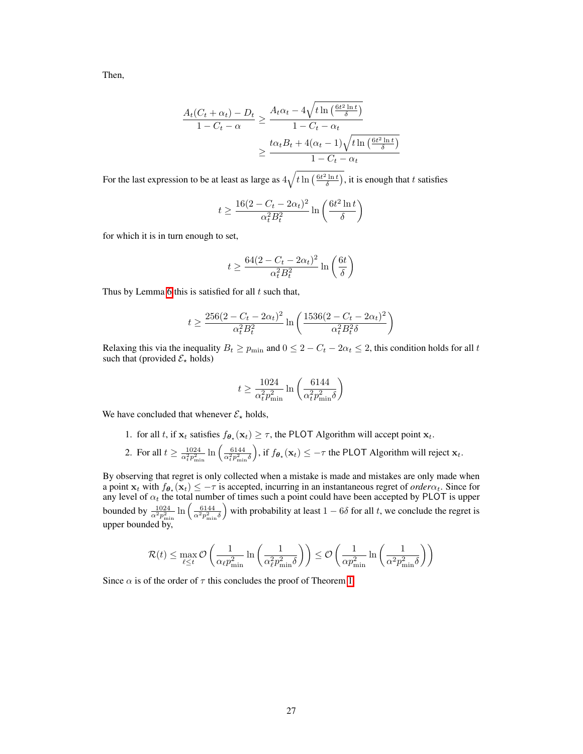Then,

$$\frac{A_t(C_t+\alpha_t)-D_t}{1-C_t-\alpha} \geq \frac{A_t\alpha_t - 4\sqrt{t\ln\left(\frac{6t^2\ln t}{\delta}\right)}}{1-C_t-\alpha_t}$$
$$\geq \frac{t\alpha_t B_t + 4(\alpha_t-1)\sqrt{t\ln\left(\frac{6t^2\ln t}{\delta}\right)}}{1-C_t-\alpha_t}$$

For the last expression to be at least as large as $4\sqrt{t\ln\left(\frac{6t^2\ln t}{\delta}\right)}$, it is enough that $t$ satisfies

$$t \geq \frac{16(2-C_t-2\alpha_t)^2}{\alpha_t^2 B_t^2}\ln\left(\frac{6t^2\ln t}{\delta}\right)$$

for which it is in turn enough to set,

$$t \geq \frac{64(2-C_t-2\alpha_t)^2}{\alpha_t^2 B_t^2}\ln\left(\frac{6t}{\delta}\right)$$

Thus by Lemma 6 this is satisfied for all $t$ such that,

$$t \geq \frac{256(2-C_t-2\alpha_t)^2}{\alpha_t^2 B_t^2}\ln\left(\frac{1536(2-C_t-2\alpha_t)^2}{\alpha_t^2 B_t^2\delta}\right)$$

Relaxing this via the inequality $B_t \geq p_{\min}$ and $0 \leq 2-C_t-2\alpha_t \leq 2$, this condition holds for all $t$ such that (provided $\mathcal{E}_\star$ holds)

$$t \geq \frac{1024}{\alpha_t^2 p_{\min}^2}\ln\left(\frac{6144}{\alpha_t^2 p_{\min}^2\delta}\right)$$

We have concluded that whenever $\mathcal{E}_\star$ holds,

1. for all $t$, if $\mathbf{x}_t$ satisfies $f_{\boldsymbol{\theta}_\star}(\mathbf{x}_t) \geq \tau$, the PLOT Algorithm will accept point $\mathbf{x}_t$.
2. For all $t \geq \frac{1024}{\alpha_t^2 p_{\min}^2}\ln\left(\frac{6144}{\alpha_t^2 p_{\min}^2\delta}\right)$, if $f_{\boldsymbol{\theta}_\star}(\mathbf{x}_t) \leq -\tau$ the PLOT Algorithm will reject $\mathbf{x}_t$.

By observing that regret is only collected when a mistake is made and mistakes are only made when a point $\mathbf{x}_t$ with $f_{\boldsymbol{\theta}_\star}(\mathbf{x}_t) \leq -\tau$ is accepted, incurring in an instantaneous regret of *order*$\alpha_t$. Since for any level of $\alpha_t$ the total number of times such a point could have been accepted by PLOT is upper bounded by $\frac{1024}{\alpha^2 p_{\min}^2}\ln\left(\frac{6144}{\alpha^2 p_{\min}^2\delta}\right)$ with probability at least $1-6\delta$ for all $t$, we conclude the regret is upper bounded by,

$$\mathcal{R}(t) \leq \max_{\ell \leq t}\mathcal{O}\left(\frac{1}{\alpha_\ell p_{\min}^2}\ln\left(\frac{1}{\alpha_\ell^2 p_{\min}^2\delta}\right)\right) \leq \mathcal{O}\left(\frac{1}{\alpha p_{\min}^2}\ln\left(\frac{1}{\alpha^2 p_{\min}^2\delta}\right)\right)$$

Since $\alpha$ is of the order of $\tau$ this concludes the proof of Theorem 1.